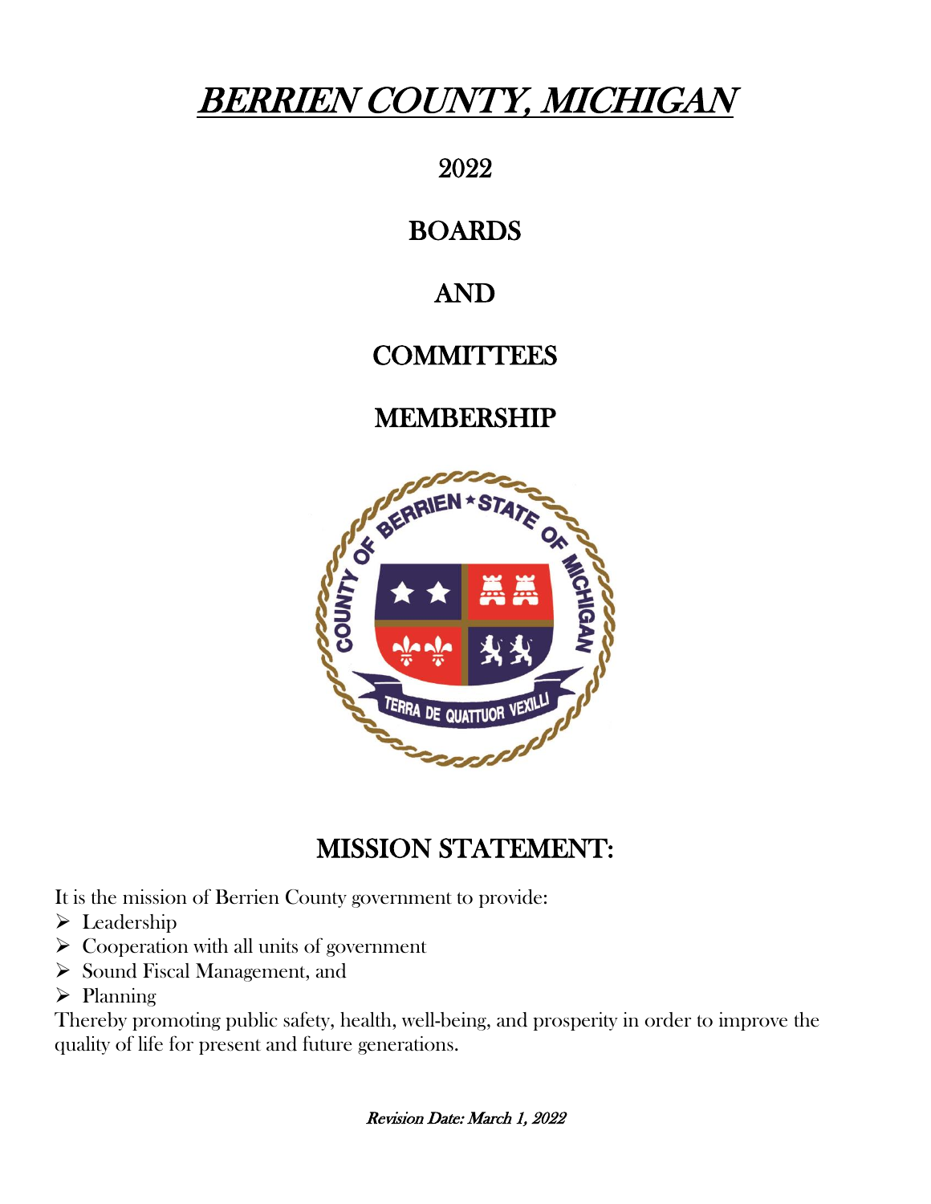# ***BERRIEN COUNTY, MICHIGAN***

## 2022

## BOARDS

## AND

## COMMITTEES

## MEMBERSHIP

## MISSION STATEMENT:

It is the mission of Berrien County government to provide:

- Leadership
- Cooperation with all units of government
- Sound Fiscal Management, and
- Planning

Thereby promoting public safety, health, well-being, and prosperity in order to improve the quality of life for present and future generations.

***Revision Date: March 1, 2022***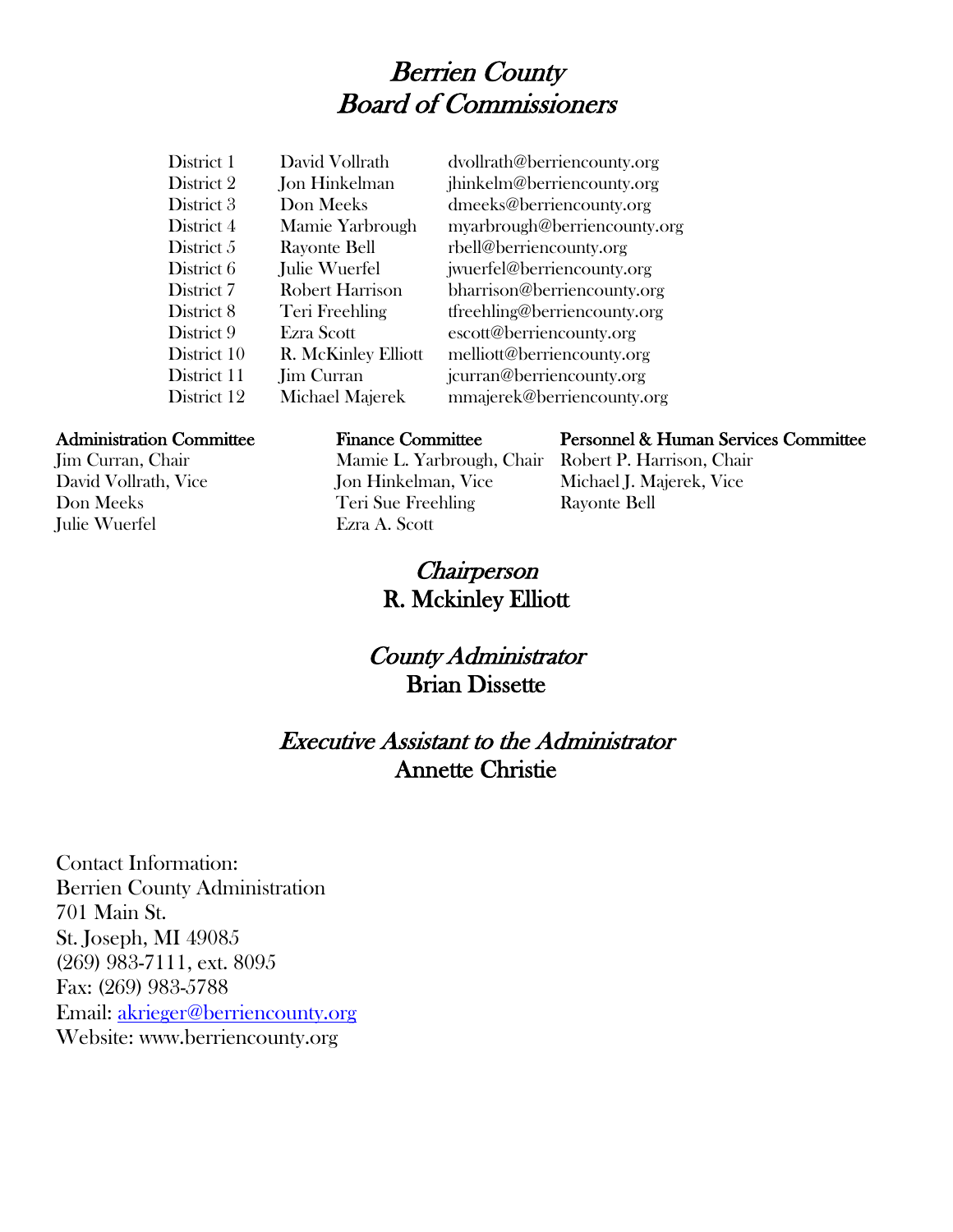# *Berrien County Board of Commissioners*

| | | |
|---|---|---|
| District 1 | David Vollrath | dvollrath@berriencounty.org |
| District 2 | Jon Hinkelman | jhinkelm@berriencounty.org |
| District 3 | Don Meeks | dmeeks@berriencounty.org |
| District 4 | Mamie Yarbrough | myarbrough@berriencounty.org |
| District 5 | Rayonte Bell | rbell@berriencounty.org |
| District 6 | Julie Wuerfel | jwuerfel@berriencounty.org |
| District 7 | Robert Harrison | bharrison@berriencounty.org |
| District 8 | Teri Freehling | tfreehling@berriencounty.org |
| District 9 | Ezra Scott | escott@berriencounty.org |
| District 10 | R. McKinley Elliott | melliott@berriencounty.org |
| District 11 | Jim Curran | jcurran@berriencounty.org |
| District 12 | Michael Majerek | mmajerek@berriencounty.org |

**Administration Committee**
Jim Curran, Chair
David Vollrath, Vice
Don Meeks
Julie Wuerfel

**Finance Committee**
Mamie L. Yarbrough, Chair
Jon Hinkelman, Vice
Teri Sue Freehling
Ezra A. Scott

**Personnel & Human Services Committee**
Robert P. Harrison, Chair
Michael J. Majerek, Vice
Rayonte Bell

## *Chairperson*
## R. Mckinley Elliott

## *County Administrator*
## Brian Dissette

## *Executive Assistant to the Administrator*
## Annette Christie

Contact Information:
Berrien County Administration
701 Main St.
St. Joseph, MI 49085
(269) 983-7111, ext. 8095
Fax: (269) 983-5788
Email: akrieger@berriencounty.org
Website: www.berriencounty.org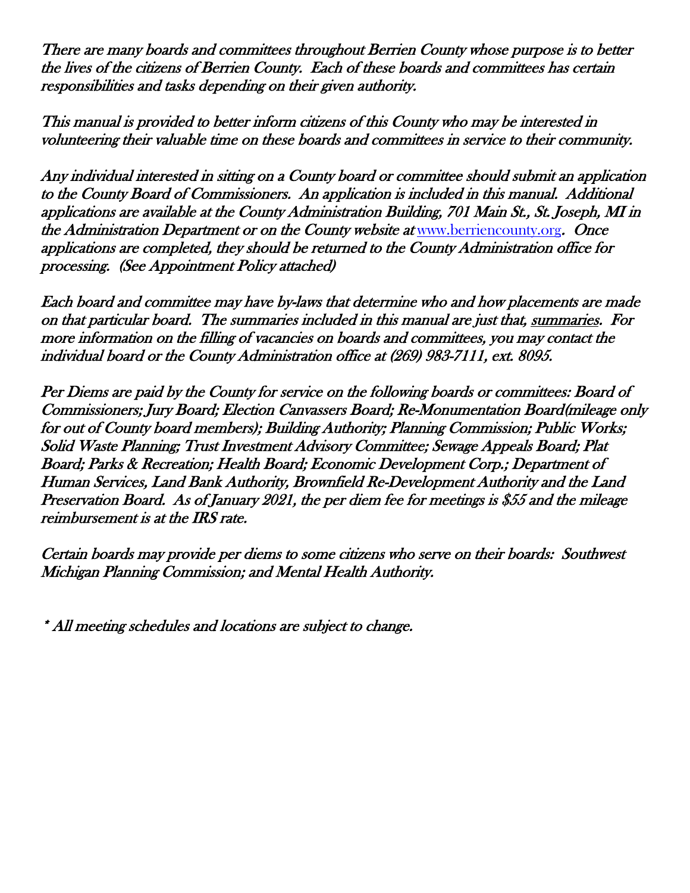*There are many boards and committees throughout Berrien County whose purpose is to better the lives of the citizens of Berrien County. Each of these boards and committees has certain responsibilities and tasks depending on their given authority.*

*This manual is provided to better inform citizens of this County who may be interested in volunteering their valuable time on these boards and committees in service to their community.*

*Any individual interested in sitting on a County board or committee should submit an application to the County Board of Commissioners. An application is included in this manual. Additional applications are available at the County Administration Building, 701 Main St., St. Joseph, MI in the Administration Department or on the County website at* www.berriencounty.org*. Once applications are completed, they should be returned to the County Administration office for processing. (See Appointment Policy attached)*

*Each board and committee may have by-laws that determine who and how placements are made on that particular board. The summaries included in this manual are just that, summaries. For more information on the filling of vacancies on boards and committees, you may contact the individual board or the County Administration office at (269) 983-7111, ext. 8095.*

*Per Diems are paid by the County for service on the following boards or committees: Board of Commissioners; Jury Board; Election Canvassers Board; Re-Monumentation Board(mileage only for out of County board members); Building Authority; Planning Commission; Public Works; Solid Waste Planning; Trust Investment Advisory Committee; Sewage Appeals Board; Plat Board; Parks & Recreation; Health Board; Economic Development Corp.; Department of Human Services, Land Bank Authority, Brownfield Re-Development Authority and the Land Preservation Board. As of January 2021, the per diem fee for meetings is $55 and the mileage reimbursement is at the IRS rate.*

*Certain boards may provide per diems to some citizens who serve on their boards: Southwest Michigan Planning Commission; and Mental Health Authority.*

*\* All meeting schedules and locations are subject to change.*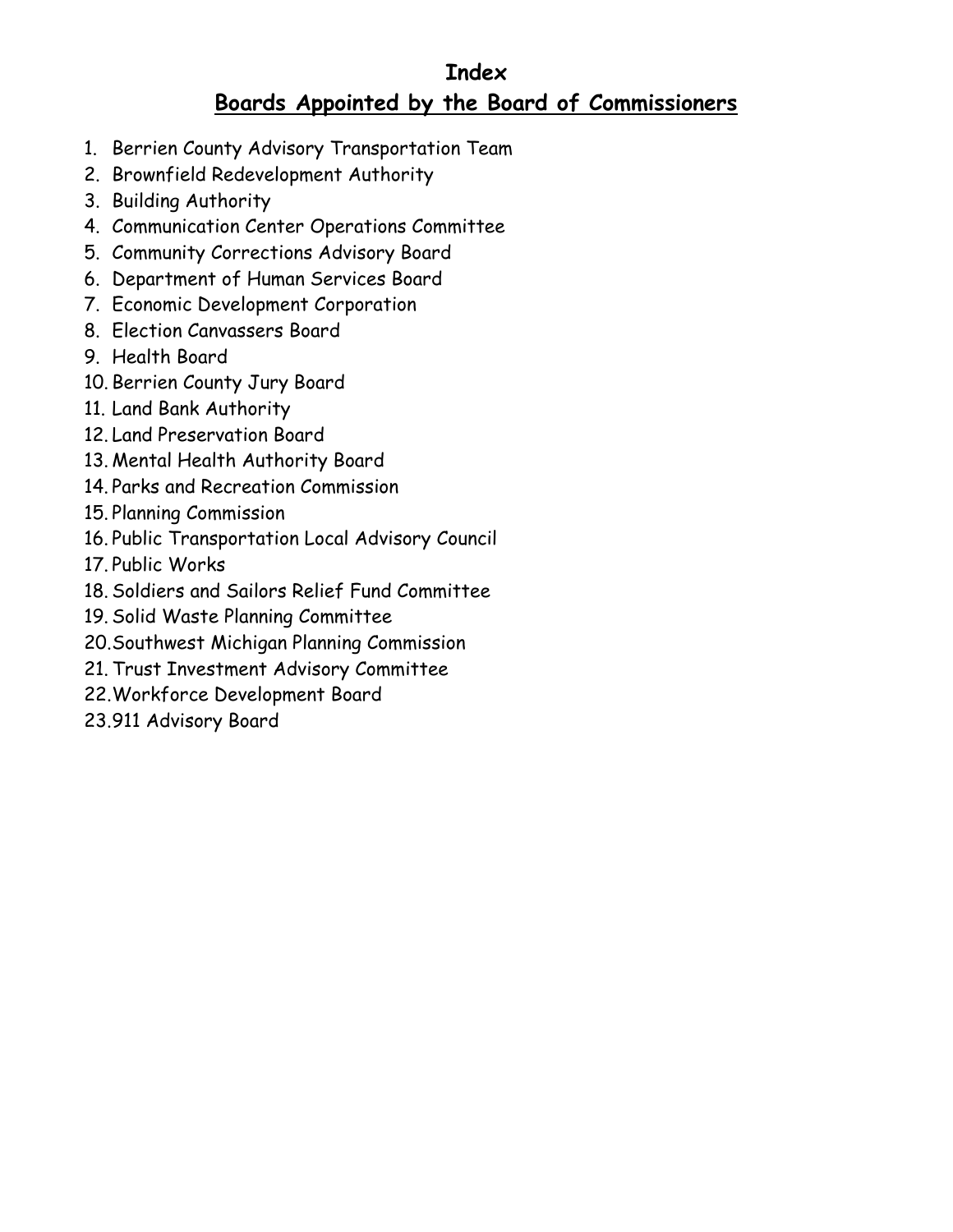# Index

## Boards Appointed by the Board of Commissioners

1. Berrien County Advisory Transportation Team
2. Brownfield Redevelopment Authority
3. Building Authority
4. Communication Center Operations Committee
5. Community Corrections Advisory Board
6. Department of Human Services Board
7. Economic Development Corporation
8. Election Canvassers Board
9. Health Board
10. Berrien County Jury Board
11. Land Bank Authority
12. Land Preservation Board
13. Mental Health Authority Board
14. Parks and Recreation Commission
15. Planning Commission
16. Public Transportation Local Advisory Council
17. Public Works
18. Soldiers and Sailors Relief Fund Committee
19. Solid Waste Planning Committee
20. Southwest Michigan Planning Commission
21. Trust Investment Advisory Committee
22. Workforce Development Board
23. 911 Advisory Board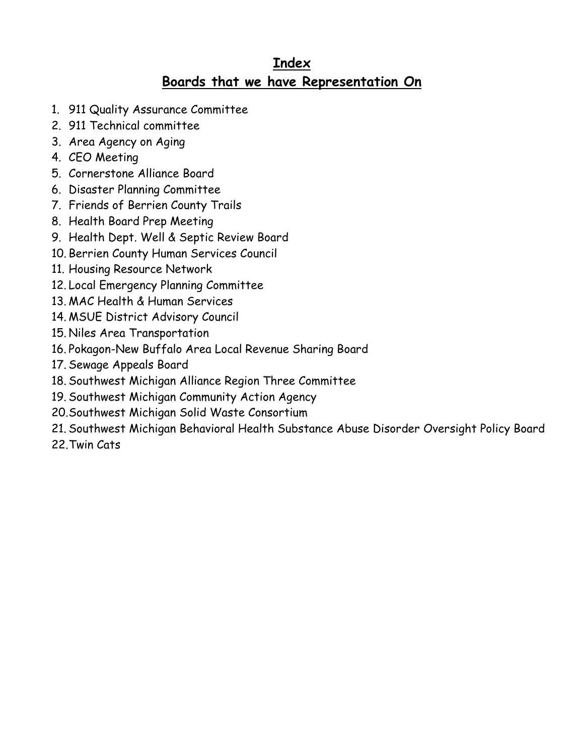# Index

## Boards that we have Representation On

1. 911 Quality Assurance Committee
2. 911 Technical committee
3. Area Agency on Aging
4. CEO Meeting
5. Cornerstone Alliance Board
6. Disaster Planning Committee
7. Friends of Berrien County Trails
8. Health Board Prep Meeting
9. Health Dept. Well & Septic Review Board
10. Berrien County Human Services Council
11. Housing Resource Network
12. Local Emergency Planning Committee
13. MAC Health & Human Services
14. MSUE District Advisory Council
15. Niles Area Transportation
16. Pokagon-New Buffalo Area Local Revenue Sharing Board
17. Sewage Appeals Board
18. Southwest Michigan Alliance Region Three Committee
19. Southwest Michigan Community Action Agency
20. Southwest Michigan Solid Waste Consortium
21. Southwest Michigan Behavioral Health Substance Abuse Disorder Oversight Policy Board
22. Twin Cats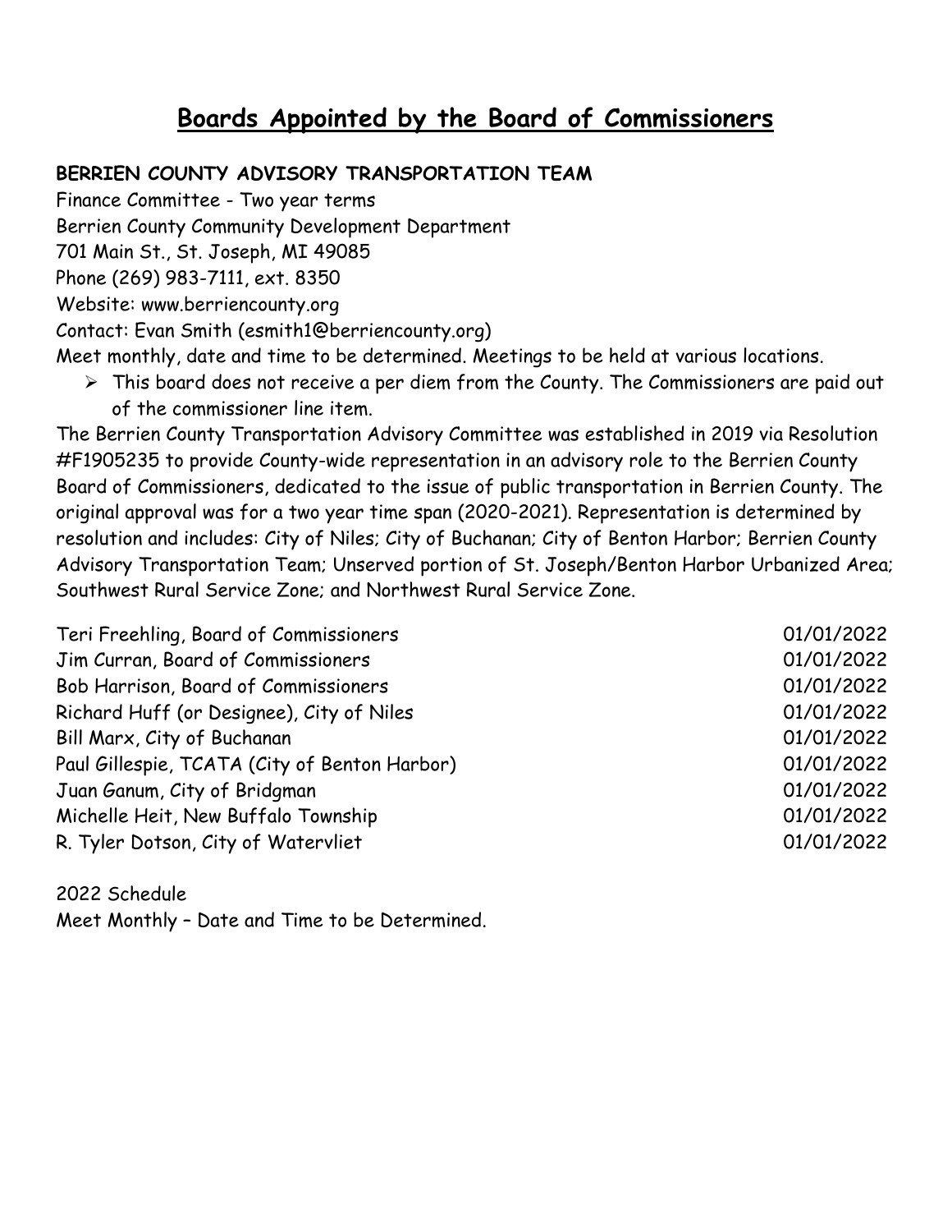# Boards Appointed by the Board of Commissioners

**BERRIEN COUNTY ADVISORY TRANSPORTATION TEAM**

Finance Committee - Two year terms
Berrien County Community Development Department
701 Main St., St. Joseph, MI 49085
Phone (269) 983-7111, ext. 8350
Website: www.berriencounty.org
Contact: Evan Smith (esmith1@berriencounty.org)
Meet monthly, date and time to be determined. Meetings to be held at various locations.

- This board does not receive a per diem from the County. The Commissioners are paid out of the commissioner line item.

The Berrien County Transportation Advisory Committee was established in 2019 via Resolution #F1905235 to provide County-wide representation in an advisory role to the Berrien County Board of Commissioners, dedicated to the issue of public transportation in Berrien County. The original approval was for a two year time span (2020-2021). Representation is determined by resolution and includes: City of Niles; City of Buchanan; City of Benton Harbor; Berrien County Advisory Transportation Team; Unserved portion of St. Joseph/Benton Harbor Urbanized Area; Southwest Rural Service Zone; and Northwest Rural Service Zone.

| | |
|---|---|
| Teri Freehling, Board of Commissioners | 01/01/2022 |
| Jim Curran, Board of Commissioners | 01/01/2022 |
| Bob Harrison, Board of Commissioners | 01/01/2022 |
| Richard Huff (or Designee), City of Niles | 01/01/2022 |
| Bill Marx, City of Buchanan | 01/01/2022 |
| Paul Gillespie, TCATA (City of Benton Harbor) | 01/01/2022 |
| Juan Ganum, City of Bridgman | 01/01/2022 |
| Michelle Heit, New Buffalo Township | 01/01/2022 |
| R. Tyler Dotson, City of Watervliet | 01/01/2022 |

2022 Schedule
Meet Monthly – Date and Time to be Determined.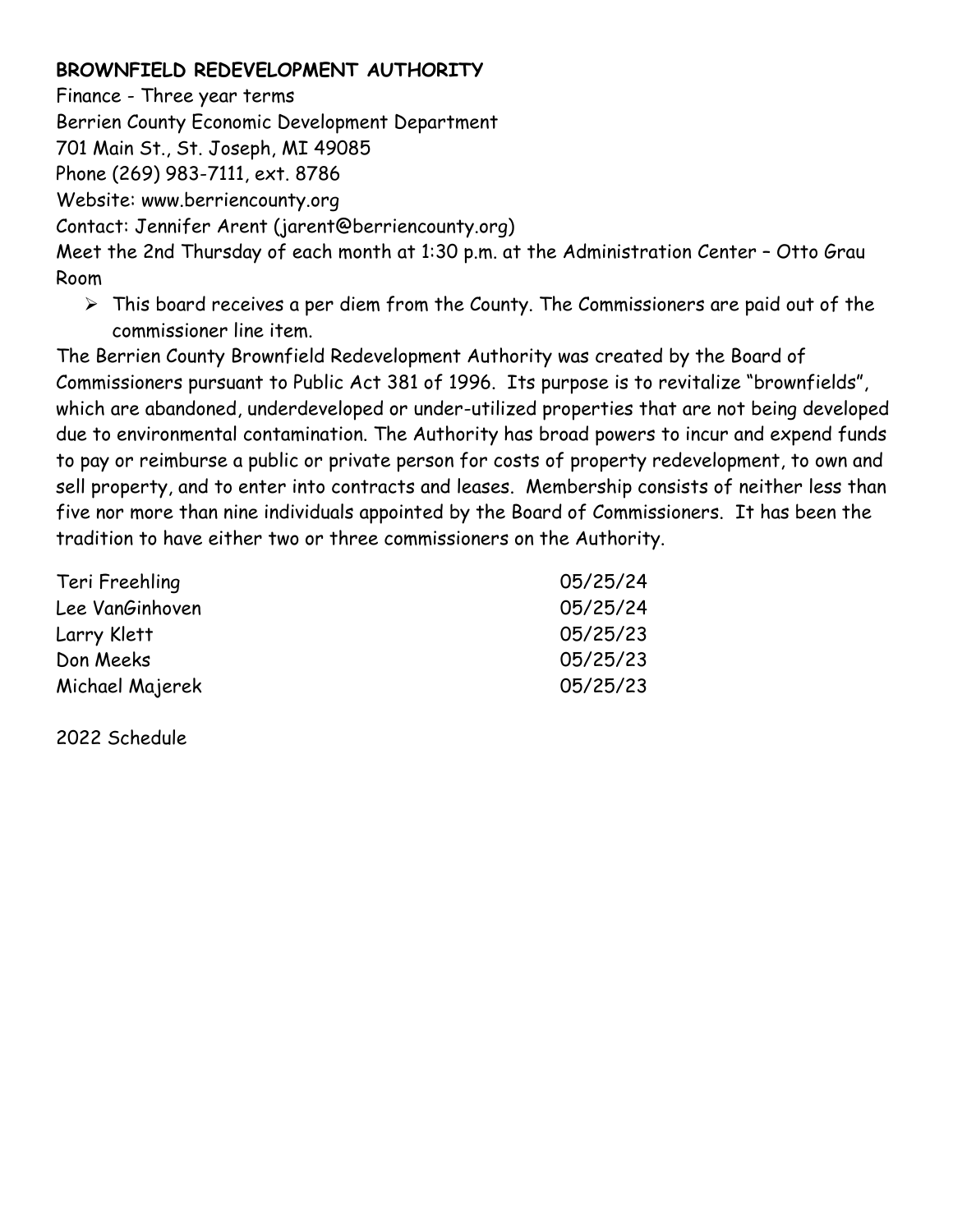## BROWNFIELD REDEVELOPMENT AUTHORITY

Finance - Three year terms
Berrien County Economic Development Department
701 Main St., St. Joseph, MI 49085
Phone (269) 983-7111, ext. 8786
Website: www.berriencounty.org
Contact: Jennifer Arent (jarent@berriencounty.org)
Meet the 2nd Thursday of each month at 1:30 p.m. at the Administration Center – Otto Grau Room

- This board receives a per diem from the County. The Commissioners are paid out of the commissioner line item.

The Berrien County Brownfield Redevelopment Authority was created by the Board of Commissioners pursuant to Public Act 381 of 1996. Its purpose is to revitalize "brownfields", which are abandoned, underdeveloped or under-utilized properties that are not being developed due to environmental contamination. The Authority has broad powers to incur and expend funds to pay or reimburse a public or private person for costs of property redevelopment, to own and sell property, and to enter into contracts and leases. Membership consists of neither less than five nor more than nine individuals appointed by the Board of Commissioners. It has been the tradition to have either two or three commissioners on the Authority.

| | |
|---|---|
| Teri Freehling | 05/25/24 |
| Lee VanGinhoven | 05/25/24 |
| Larry Klett | 05/25/23 |
| Don Meeks | 05/25/23 |
| Michael Majerek | 05/25/23 |

2022 Schedule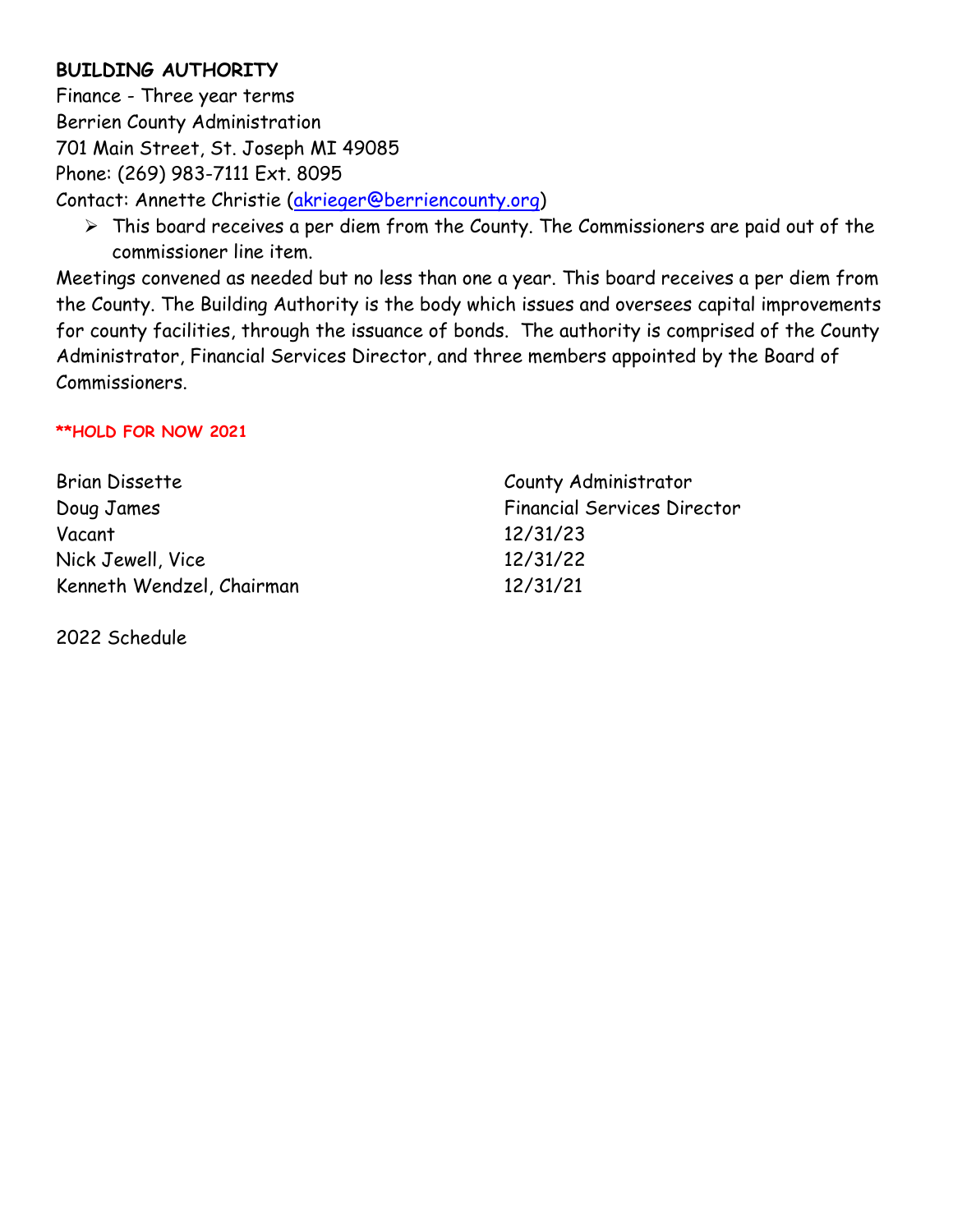**BUILDING AUTHORITY**
Finance - Three year terms
Berrien County Administration
701 Main Street, St. Joseph MI 49085
Phone: (269) 983-7111 Ext. 8095
Contact: Annette Christie (akrieger@berriencounty.org)

- This board receives a per diem from the County. The Commissioners are paid out of the commissioner line item.

Meetings convened as needed but no less than one a year. This board receives a per diem from the County. The Building Authority is the body which issues and oversees capital improvements for county facilities, through the issuance of bonds. The authority is comprised of the County Administrator, Financial Services Director, and three members appointed by the Board of Commissioners.

****HOLD FOR NOW 2021**

| | |
|---|---|
| Brian Dissette | County Administrator |
| Doug James | Financial Services Director |
| Vacant | 12/31/23 |
| Nick Jewell, Vice | 12/31/22 |
| Kenneth Wendzel, Chairman | 12/31/21 |

2022 Schedule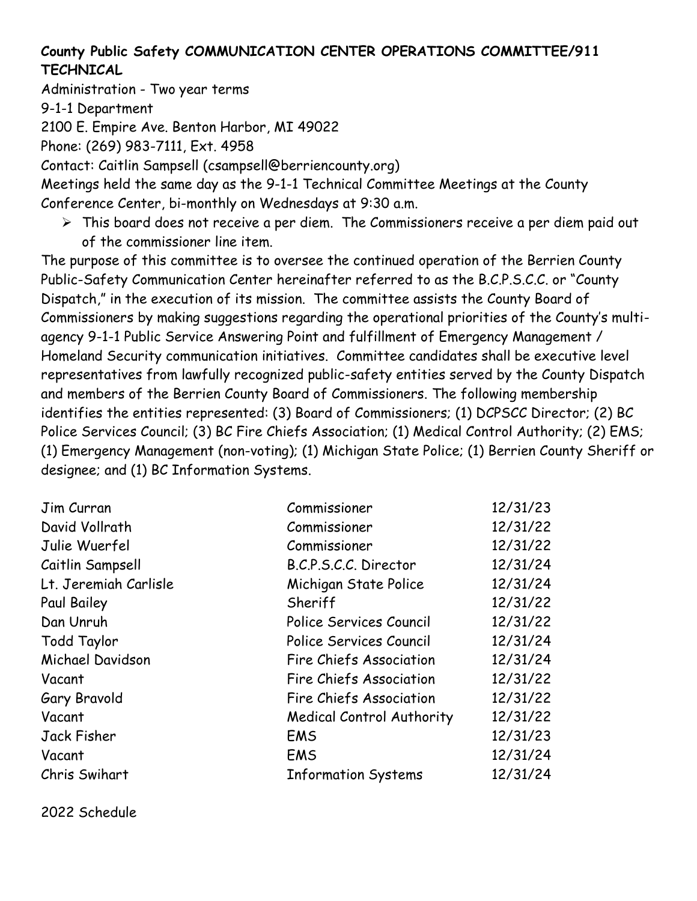**County Public Safety COMMUNICATION CENTER OPERATIONS COMMITTEE/911 TECHNICAL**

Administration - Two year terms
9-1-1 Department
2100 E. Empire Ave. Benton Harbor, MI 49022
Phone: (269) 983-7111, Ext. 4958
Contact: Caitlin Sampsell (csampsell@berriencounty.org)
Meetings held the same day as the 9-1-1 Technical Committee Meetings at the County Conference Center, bi-monthly on Wednesdays at 9:30 a.m.

- This board does not receive a per diem. The Commissioners receive a per diem paid out of the commissioner line item.

The purpose of this committee is to oversee the continued operation of the Berrien County Public-Safety Communication Center hereinafter referred to as the B.C.P.S.C.C. or "County Dispatch," in the execution of its mission. The committee assists the County Board of Commissioners by making suggestions regarding the operational priorities of the County's multi-agency 9-1-1 Public Service Answering Point and fulfillment of Emergency Management / Homeland Security communication initiatives. Committee candidates shall be executive level representatives from lawfully recognized public-safety entities served by the County Dispatch and members of the Berrien County Board of Commissioners. The following membership identifies the entities represented: (3) Board of Commissioners; (1) DCPSCC Director; (2) BC Police Services Council; (3) BC Fire Chiefs Association; (1) Medical Control Authority; (2) EMS; (1) Emergency Management (non-voting); (1) Michigan State Police; (1) Berrien County Sheriff or designee; and (1) BC Information Systems.

| | | |
|---|---|---|
| Jim Curran | Commissioner | 12/31/23 |
| David Vollrath | Commissioner | 12/31/22 |
| Julie Wuerfel | Commissioner | 12/31/22 |
| Caitlin Sampsell | B.C.P.S.C.C. Director | 12/31/24 |
| Lt. Jeremiah Carlisle | Michigan State Police | 12/31/24 |
| Paul Bailey | Sheriff | 12/31/22 |
| Dan Unruh | Police Services Council | 12/31/22 |
| Todd Taylor | Police Services Council | 12/31/24 |
| Michael Davidson | Fire Chiefs Association | 12/31/24 |
| Vacant | Fire Chiefs Association | 12/31/22 |
| Gary Bravold | Fire Chiefs Association | 12/31/22 |
| Vacant | Medical Control Authority | 12/31/22 |
| Jack Fisher | EMS | 12/31/23 |
| Vacant | EMS | 12/31/24 |
| Chris Swihart | Information Systems | 12/31/24 |

2022 Schedule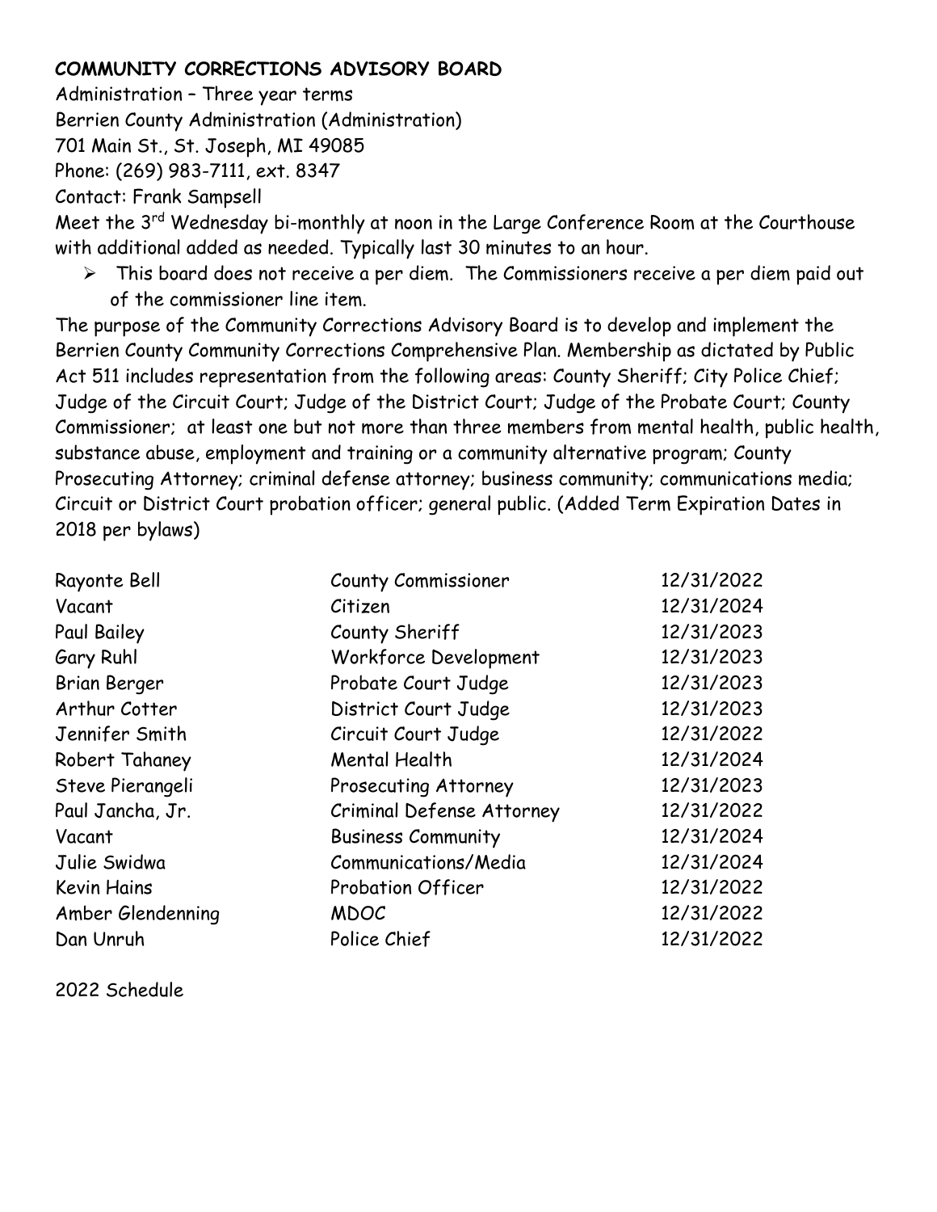**COMMUNITY CORRECTIONS ADVISORY BOARD**

Administration – Three year terms
Berrien County Administration (Administration)
701 Main St., St. Joseph, MI 49085
Phone: (269) 983-7111, ext. 8347
Contact: Frank Sampsell
Meet the 3rd Wednesday bi-monthly at noon in the Large Conference Room at the Courthouse with additional added as needed. Typically last 30 minutes to an hour.

- This board does not receive a per diem. The Commissioners receive a per diem paid out of the commissioner line item.

The purpose of the Community Corrections Advisory Board is to develop and implement the Berrien County Community Corrections Comprehensive Plan. Membership as dictated by Public Act 511 includes representation from the following areas: County Sheriff; City Police Chief; Judge of the Circuit Court; Judge of the District Court; Judge of the Probate Court; County Commissioner; at least one but not more than three members from mental health, public health, substance abuse, employment and training or a community alternative program; County Prosecuting Attorney; criminal defense attorney; business community; communications media; Circuit or District Court probation officer; general public. (Added Term Expiration Dates in 2018 per bylaws)

| | | |
|---|---|---|
| Rayonte Bell | County Commissioner | 12/31/2022 |
| Vacant | Citizen | 12/31/2024 |
| Paul Bailey | County Sheriff | 12/31/2023 |
| Gary Ruhl | Workforce Development | 12/31/2023 |
| Brian Berger | Probate Court Judge | 12/31/2023 |
| Arthur Cotter | District Court Judge | 12/31/2023 |
| Jennifer Smith | Circuit Court Judge | 12/31/2022 |
| Robert Tahaney | Mental Health | 12/31/2024 |
| Steve Pierangeli | Prosecuting Attorney | 12/31/2023 |
| Paul Jancha, Jr. | Criminal Defense Attorney | 12/31/2022 |
| Vacant | Business Community | 12/31/2024 |
| Julie Swidwa | Communications/Media | 12/31/2024 |
| Kevin Hains | Probation Officer | 12/31/2022 |
| Amber Glendenning | MDOC | 12/31/2022 |
| Dan Unruh | Police Chief | 12/31/2022 |

2022 Schedule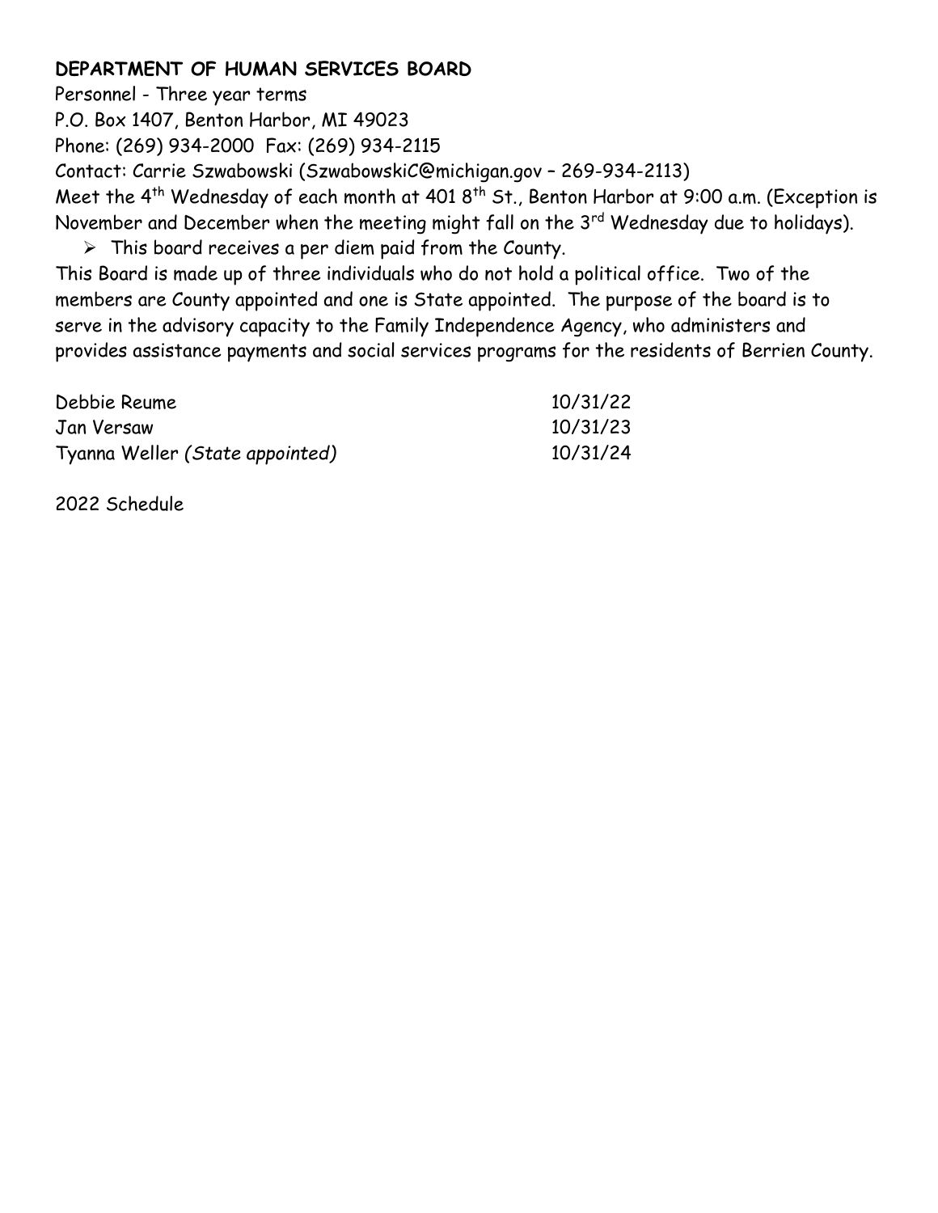**DEPARTMENT OF HUMAN SERVICES BOARD**

Personnel - Three year terms
P.O. Box 1407, Benton Harbor, MI 49023
Phone: (269) 934-2000 Fax: (269) 934-2115
Contact: Carrie Szwabowski (SzwabowskiC@michigan.gov – 269-934-2113)
Meet the 4th Wednesday of each month at 401 8th St., Benton Harbor at 9:00 a.m. (Exception is November and December when the meeting might fall on the 3rd Wednesday due to holidays).

- This board receives a per diem paid from the County.

This Board is made up of three individuals who do not hold a political office. Two of the members are County appointed and one is State appointed. The purpose of the board is to serve in the advisory capacity to the Family Independence Agency, who administers and provides assistance payments and social services programs for the residents of Berrien County.

| | |
|---|---|
| Debbie Reume | 10/31/22 |
| Jan Versaw | 10/31/23 |
| Tyanna Weller *(State appointed)* | 10/31/24 |

2022 Schedule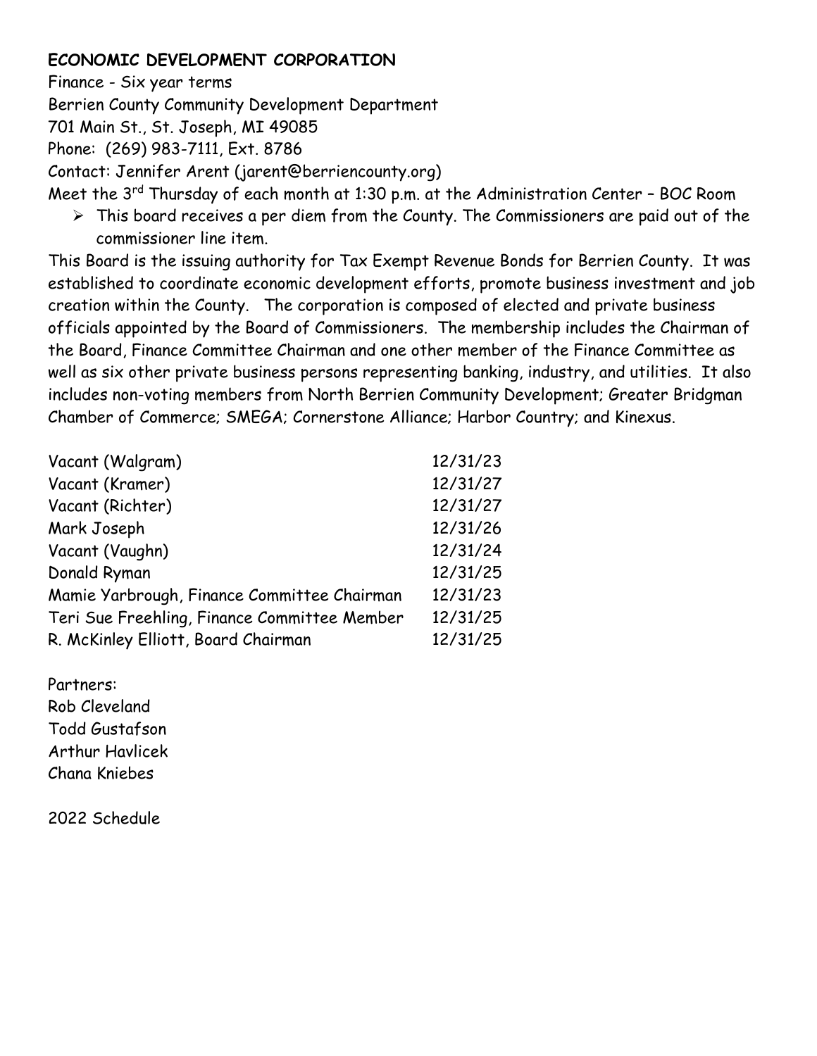**ECONOMIC DEVELOPMENT CORPORATION**

Finance - Six year terms
Berrien County Community Development Department
701 Main St., St. Joseph, MI 49085
Phone: (269) 983-7111, Ext. 8786
Contact: Jennifer Arent (jarent@berriencounty.org)
Meet the 3rd Thursday of each month at 1:30 p.m. at the Administration Center – BOC Room

- This board receives a per diem from the County. The Commissioners are paid out of the commissioner line item.

This Board is the issuing authority for Tax Exempt Revenue Bonds for Berrien County. It was established to coordinate economic development efforts, promote business investment and job creation within the County. The corporation is composed of elected and private business officials appointed by the Board of Commissioners. The membership includes the Chairman of the Board, Finance Committee Chairman and one other member of the Finance Committee as well as six other private business persons representing banking, industry, and utilities. It also includes non-voting members from North Berrien Community Development; Greater Bridgman Chamber of Commerce; SMEGA; Cornerstone Alliance; Harbor Country; and Kinexus.

| | |
|---|---|
| Vacant (Walgram) | 12/31/23 |
| Vacant (Kramer) | 12/31/27 |
| Vacant (Richter) | 12/31/27 |
| Mark Joseph | 12/31/26 |
| Vacant (Vaughn) | 12/31/24 |
| Donald Ryman | 12/31/25 |
| Mamie Yarbrough, Finance Committee Chairman | 12/31/23 |
| Teri Sue Freehling, Finance Committee Member | 12/31/25 |
| R. McKinley Elliott, Board Chairman | 12/31/25 |

Partners:
Rob Cleveland
Todd Gustafson
Arthur Havlicek
Chana Kniebes

2022 Schedule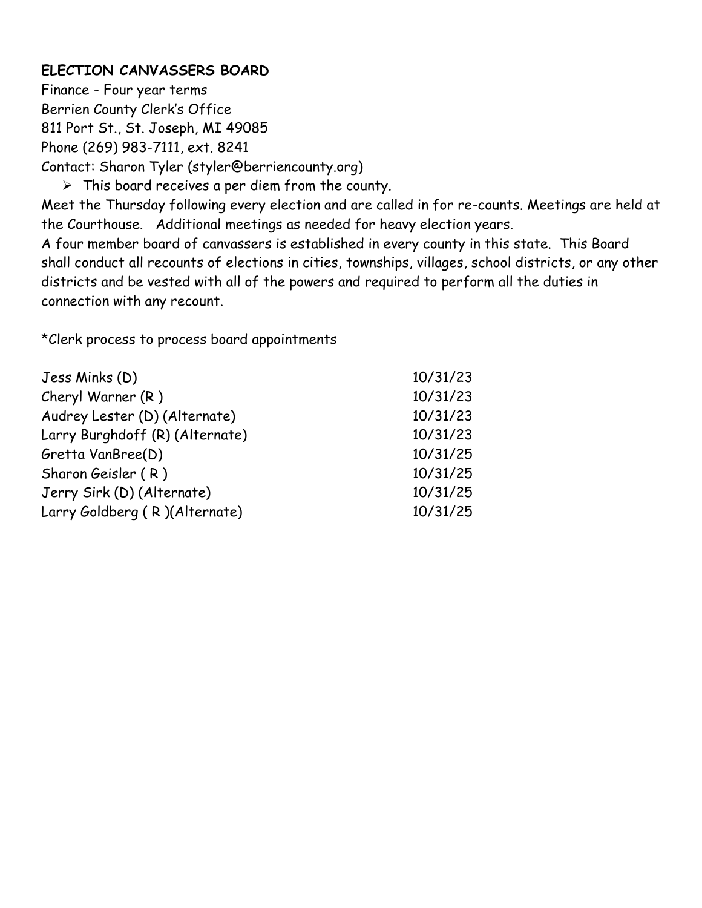**ELECTION CANVASSERS BOARD**

Finance - Four year terms
Berrien County Clerk's Office
811 Port St., St. Joseph, MI 49085
Phone (269) 983-7111, ext. 8241
Contact: Sharon Tyler (styler@berriencounty.org)

- This board receives a per diem from the county.

Meet the Thursday following every election and are called in for re-counts. Meetings are held at the Courthouse. Additional meetings as needed for heavy election years.
A four member board of canvassers is established in every county in this state. This Board shall conduct all recounts of elections in cities, townships, villages, school districts, or any other districts and be vested with all of the powers and required to perform all the duties in connection with any recount.

*Clerk process to process board appointments

| | |
|---|---|
| Jess Minks (D) | 10/31/23 |
| Cheryl Warner (R ) | 10/31/23 |
| Audrey Lester (D) (Alternate) | 10/31/23 |
| Larry Burghdoff (R) (Alternate) | 10/31/23 |
| Gretta VanBree(D) | 10/31/25 |
| Sharon Geisler ( R ) | 10/31/25 |
| Jerry Sirk (D) (Alternate) | 10/31/25 |
| Larry Goldberg ( R )(Alternate) | 10/31/25 |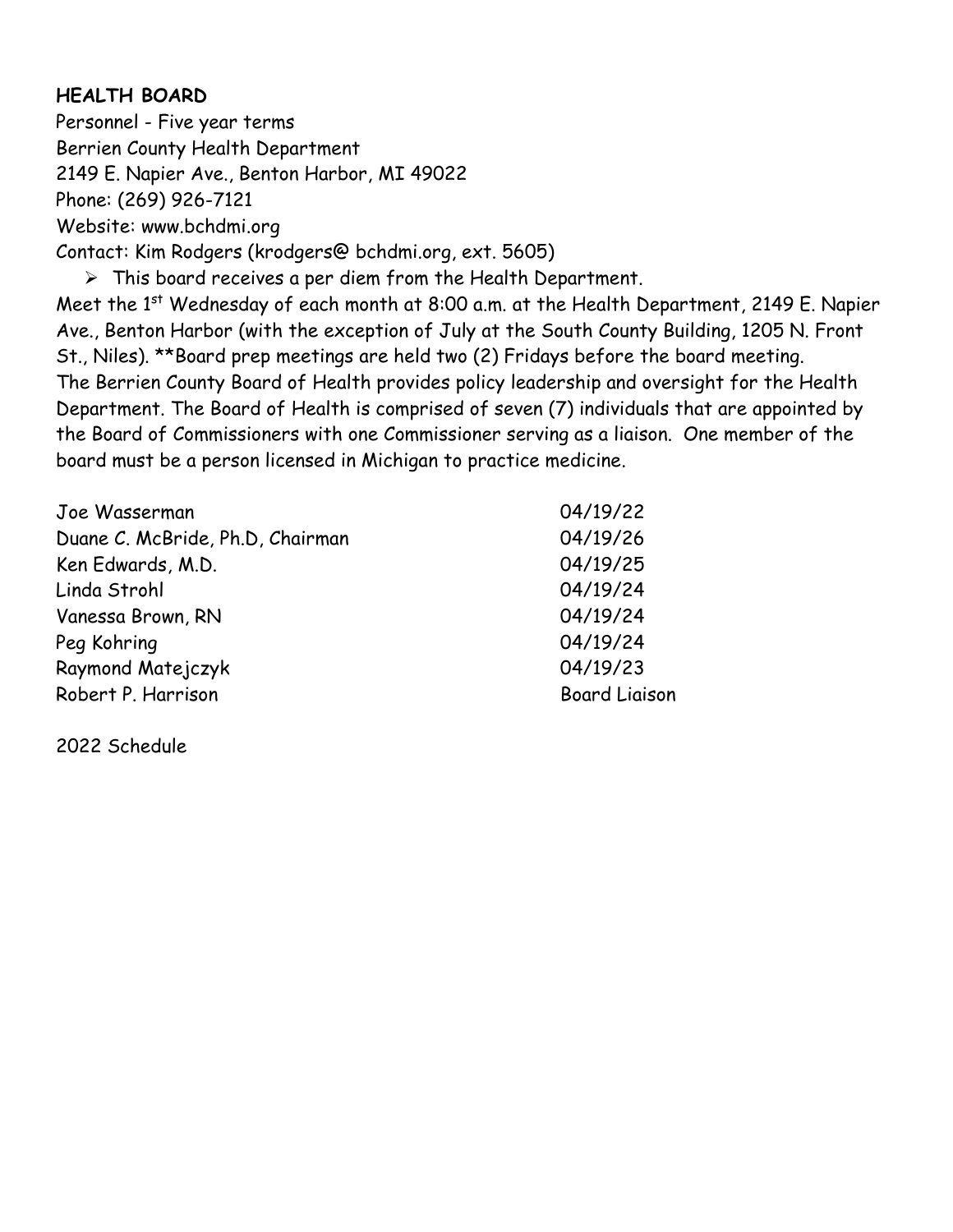**HEALTH BOARD**

Personnel - Five year terms
Berrien County Health Department
2149 E. Napier Ave., Benton Harbor, MI 49022
Phone: (269) 926-7121
Website: www.bchdmi.org
Contact: Kim Rodgers (krodgers@ bchdmi.org, ext. 5605)

- This board receives a per diem from the Health Department.

Meet the 1st Wednesday of each month at 8:00 a.m. at the Health Department, 2149 E. Napier Ave., Benton Harbor (with the exception of July at the South County Building, 1205 N. Front St., Niles). **Board prep meetings are held two (2) Fridays before the board meeting.
The Berrien County Board of Health provides policy leadership and oversight for the Health Department. The Board of Health is comprised of seven (7) individuals that are appointed by the Board of Commissioners with one Commissioner serving as a liaison. One member of the board must be a person licensed in Michigan to practice medicine.

| | |
|---|---|
| Joe Wasserman | 04/19/22 |
| Duane C. McBride, Ph.D, Chairman | 04/19/26 |
| Ken Edwards, M.D. | 04/19/25 |
| Linda Strohl | 04/19/24 |
| Vanessa Brown, RN | 04/19/24 |
| Peg Kohring | 04/19/24 |
| Raymond Matejczyk | 04/19/23 |
| Robert P. Harrison | Board Liaison |

2022 Schedule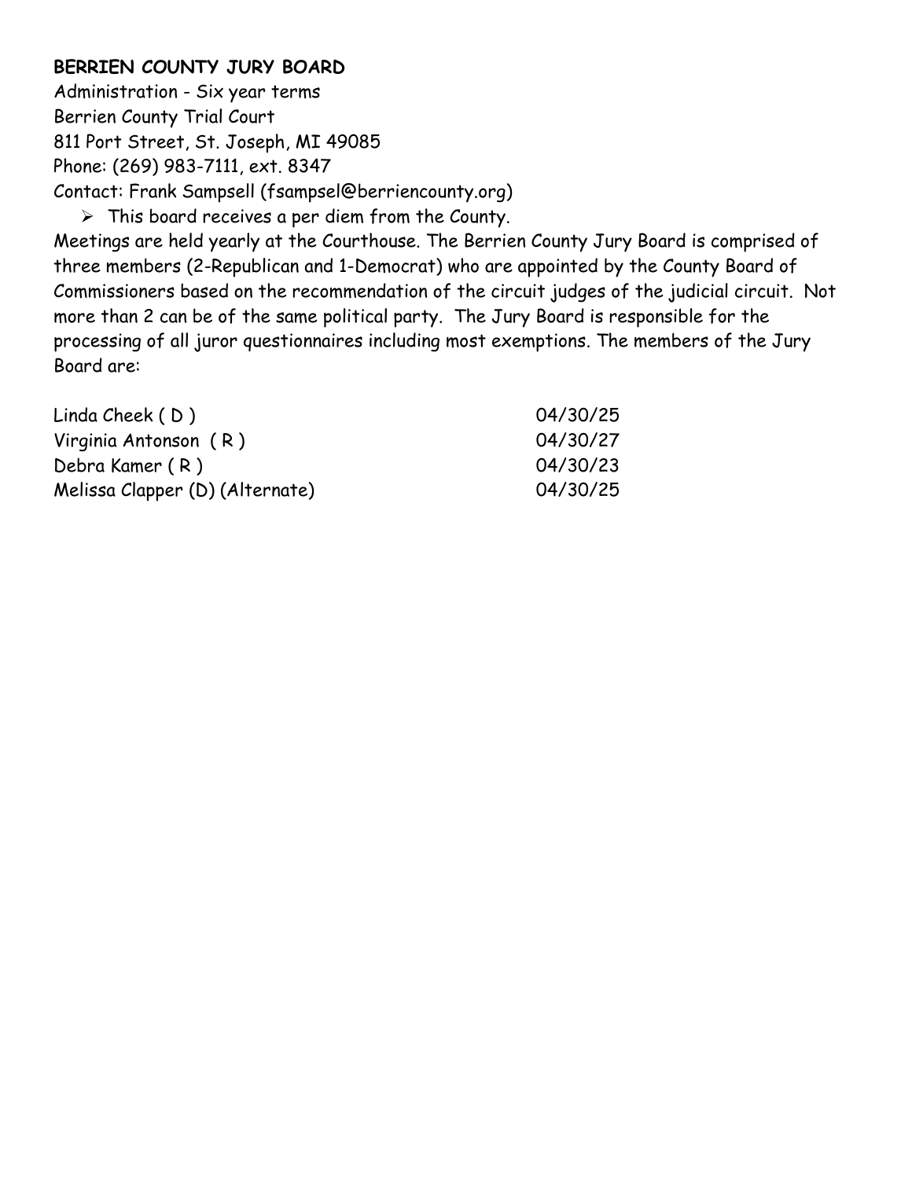**BERRIEN COUNTY JURY BOARD**

Administration - Six year terms
Berrien County Trial Court
811 Port Street, St. Joseph, MI 49085
Phone: (269) 983-7111, ext. 8347
Contact: Frank Sampsell (fsampsel@berriencounty.org)

- This board receives a per diem from the County.

Meetings are held yearly at the Courthouse. The Berrien County Jury Board is comprised of three members (2-Republican and 1-Democrat) who are appointed by the County Board of Commissioners based on the recommendation of the circuit judges of the judicial circuit. Not more than 2 can be of the same political party. The Jury Board is responsible for the processing of all juror questionnaires including most exemptions. The members of the Jury Board are:

| | |
|---|---|
| Linda Cheek ( D ) | 04/30/25 |
| Virginia Antonson ( R ) | 04/30/27 |
| Debra Kamer ( R ) | 04/30/23 |
| Melissa Clapper (D) (Alternate) | 04/30/25 |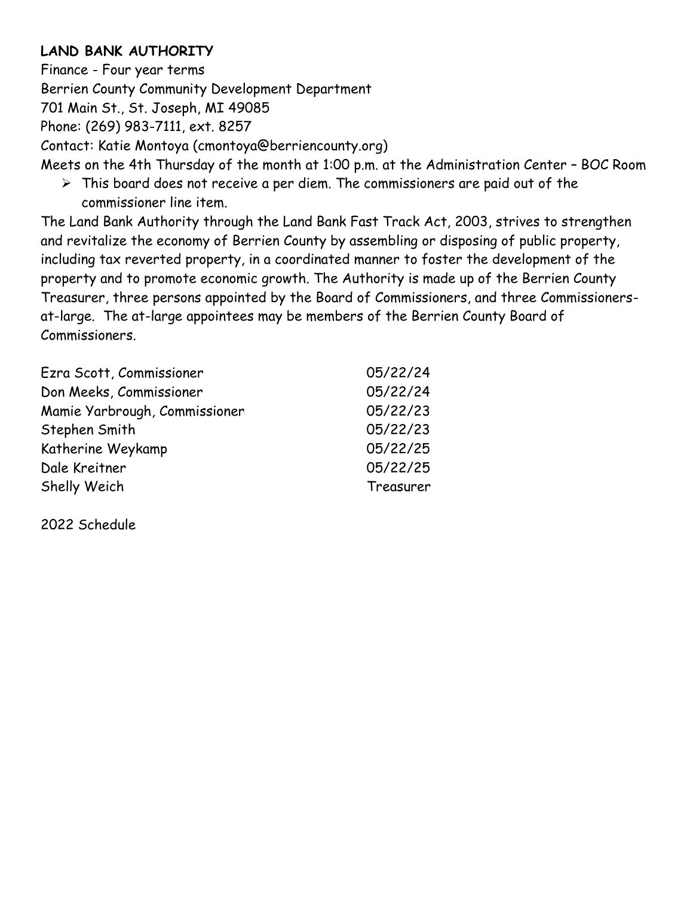**LAND BANK AUTHORITY**

Finance - Four year terms
Berrien County Community Development Department
701 Main St., St. Joseph, MI 49085
Phone: (269) 983-7111, ext. 8257
Contact: Katie Montoya (cmontoya@berriencounty.org)
Meets on the 4th Thursday of the month at 1:00 p.m. at the Administration Center – BOC Room

- This board does not receive a per diem. The commissioners are paid out of the commissioner line item.

The Land Bank Authority through the Land Bank Fast Track Act, 2003, strives to strengthen and revitalize the economy of Berrien County by assembling or disposing of public property, including tax reverted property, in a coordinated manner to foster the development of the property and to promote economic growth. The Authority is made up of the Berrien County Treasurer, three persons appointed by the Board of Commissioners, and three Commissioners-at-large. The at-large appointees may be members of the Berrien County Board of Commissioners.

| | |
|---|---|
| Ezra Scott, Commissioner | 05/22/24 |
| Don Meeks, Commissioner | 05/22/24 |
| Mamie Yarbrough, Commissioner | 05/22/23 |
| Stephen Smith | 05/22/23 |
| Katherine Weykamp | 05/22/25 |
| Dale Kreitner | 05/22/25 |
| Shelly Weich | Treasurer |

2022 Schedule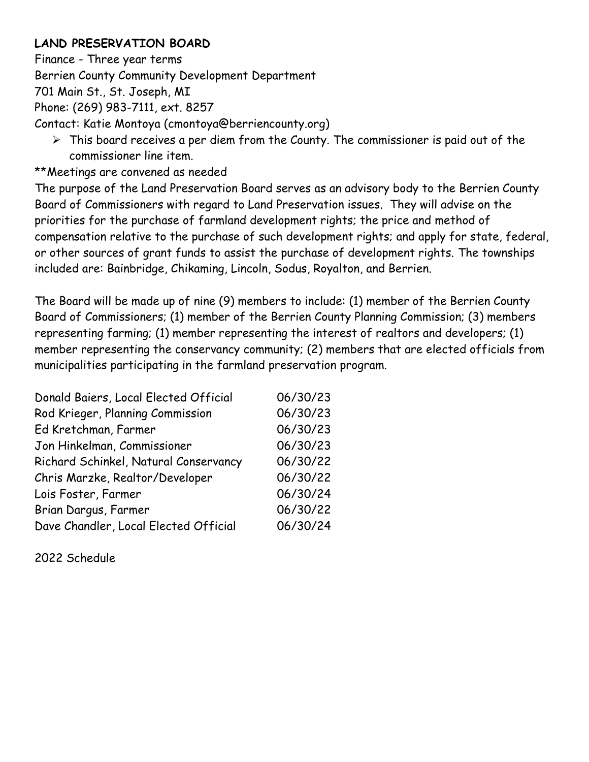**LAND PRESERVATION BOARD**

Finance - Three year terms
Berrien County Community Development Department
701 Main St., St. Joseph, MI
Phone: (269) 983-7111, ext. 8257
Contact: Katie Montoya (cmontoya@berriencounty.org)

- This board receives a per diem from the County. The commissioner is paid out of the commissioner line item.

**Meetings are convened as needed

The purpose of the Land Preservation Board serves as an advisory body to the Berrien County Board of Commissioners with regard to Land Preservation issues. They will advise on the priorities for the purchase of farmland development rights; the price and method of compensation relative to the purchase of such development rights; and apply for state, federal, or other sources of grant funds to assist the purchase of development rights. The townships included are: Bainbridge, Chikaming, Lincoln, Sodus, Royalton, and Berrien.

The Board will be made up of nine (9) members to include: (1) member of the Berrien County Board of Commissioners; (1) member of the Berrien County Planning Commission; (3) members representing farming; (1) member representing the interest of realtors and developers; (1) member representing the conservancy community; (2) members that are elected officials from municipalities participating in the farmland preservation program.

| Member | Term Expires |
|---|---|
| Donald Baiers, Local Elected Official | 06/30/23 |
| Rod Krieger, Planning Commission | 06/30/23 |
| Ed Kretchman, Farmer | 06/30/23 |
| Jon Hinkelman, Commissioner | 06/30/23 |
| Richard Schinkel, Natural Conservancy | 06/30/22 |
| Chris Marzke, Realtor/Developer | 06/30/22 |
| Lois Foster, Farmer | 06/30/24 |
| Brian Dargus, Farmer | 06/30/22 |
| Dave Chandler, Local Elected Official | 06/30/24 |

2022 Schedule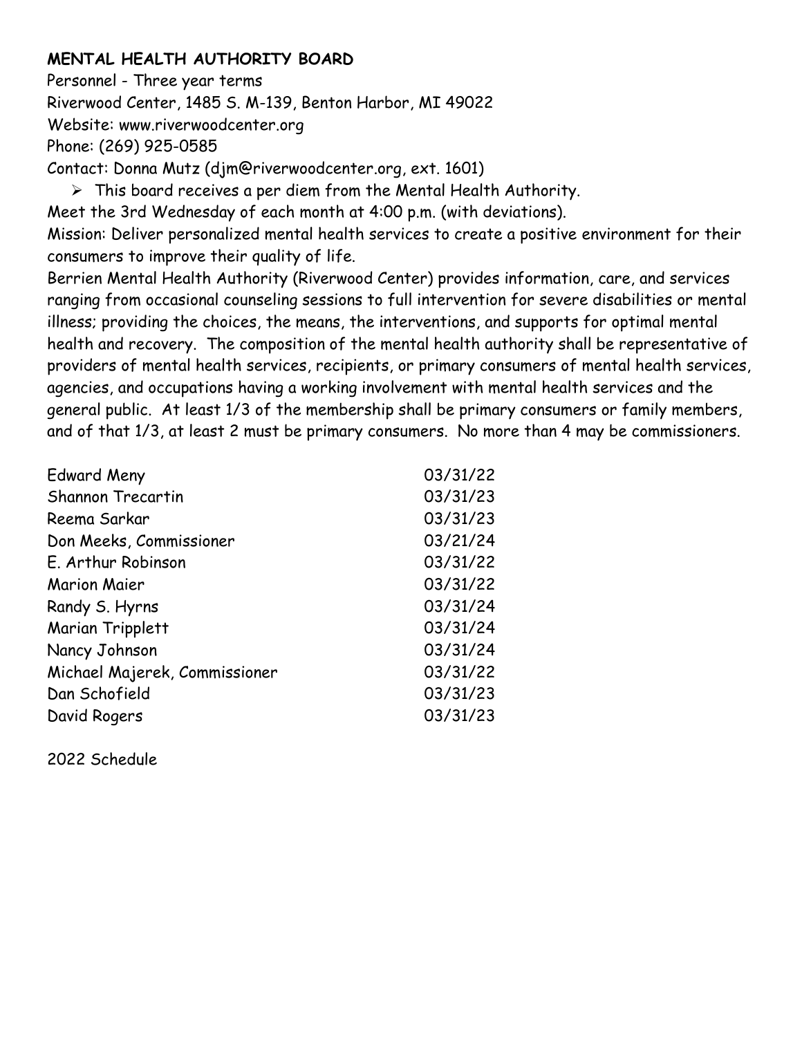**MENTAL HEALTH AUTHORITY BOARD**

Personnel - Three year terms

Riverwood Center, 1485 S. M-139, Benton Harbor, MI 49022

Website: www.riverwoodcenter.org

Phone: (269) 925-0585

Contact: Donna Mutz (djm@riverwoodcenter.org, ext. 1601)

- This board receives a per diem from the Mental Health Authority.

Meet the 3rd Wednesday of each month at 4:00 p.m. (with deviations).

Mission: Deliver personalized mental health services to create a positive environment for their consumers to improve their quality of life.

Berrien Mental Health Authority (Riverwood Center) provides information, care, and services ranging from occasional counseling sessions to full intervention for severe disabilities or mental illness; providing the choices, the means, the interventions, and supports for optimal mental health and recovery. The composition of the mental health authority shall be representative of providers of mental health services, recipients, or primary consumers of mental health services, agencies, and occupations having a working involvement with mental health services and the general public. At least 1/3 of the membership shall be primary consumers or family members, and of that 1/3, at least 2 must be primary consumers. No more than 4 may be commissioners.

| | |
|---|---|
| Edward Meny | 03/31/22 |
| Shannon Trecartin | 03/31/23 |
| Reema Sarkar | 03/31/23 |
| Don Meeks, Commissioner | 03/21/24 |
| E. Arthur Robinson | 03/31/22 |
| Marion Maier | 03/31/22 |
| Randy S. Hyrns | 03/31/24 |
| Marian Tripplett | 03/31/24 |
| Nancy Johnson | 03/31/24 |
| Michael Majerek, Commissioner | 03/31/22 |
| Dan Schofield | 03/31/23 |
| David Rogers | 03/31/23 |

2022 Schedule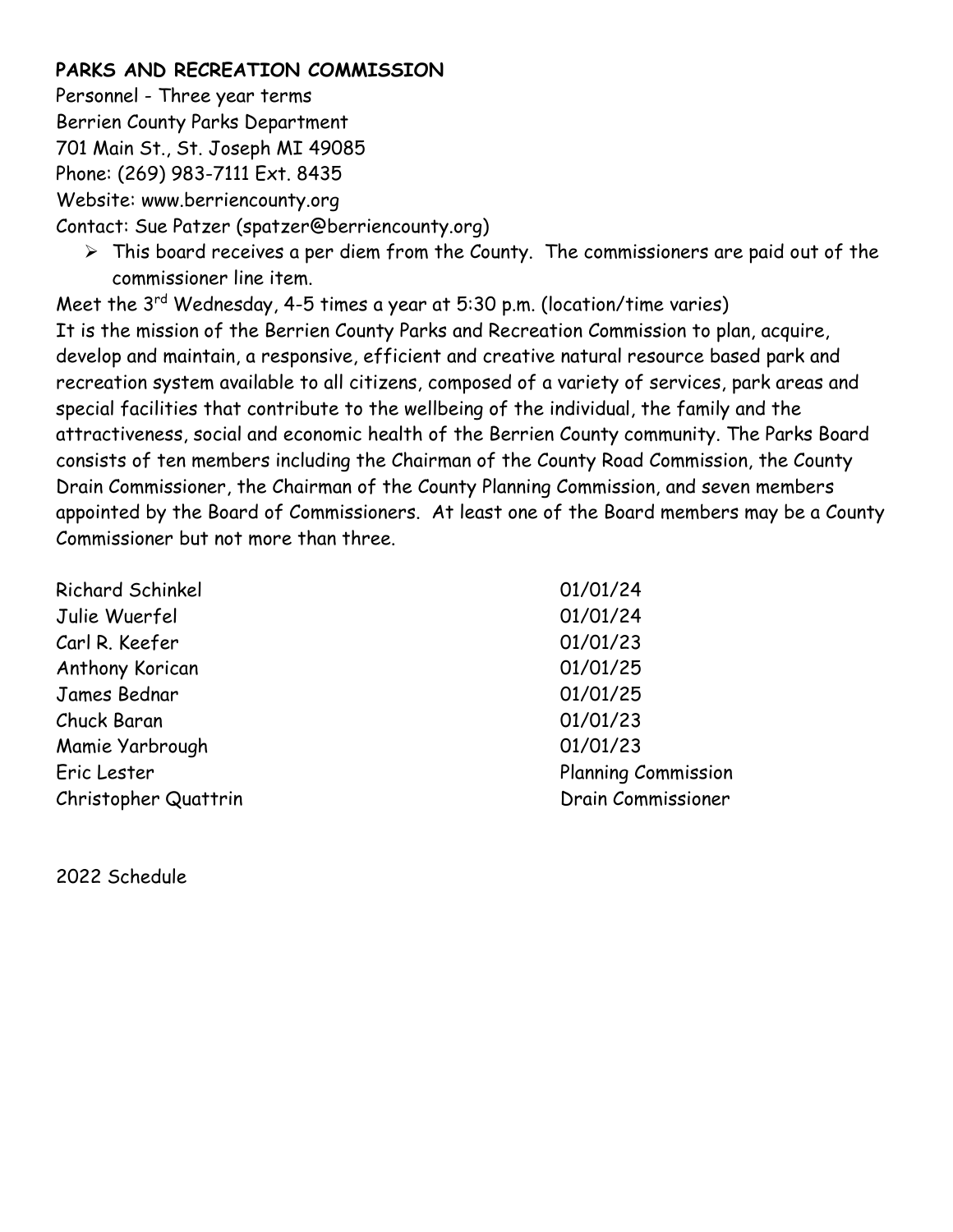**PARKS AND RECREATION COMMISSION**

Personnel - Three year terms
Berrien County Parks Department
701 Main St., St. Joseph MI 49085
Phone: (269) 983-7111 Ext. 8435
Website: www.berriencounty.org
Contact: Sue Patzer (spatzer@berriencounty.org)

- This board receives a per diem from the County. The commissioners are paid out of the commissioner line item.

Meet the 3rd Wednesday, 4-5 times a year at 5:30 p.m. (location/time varies)
It is the mission of the Berrien County Parks and Recreation Commission to plan, acquire, develop and maintain, a responsive, efficient and creative natural resource based park and recreation system available to all citizens, composed of a variety of services, park areas and special facilities that contribute to the wellbeing of the individual, the family and the attractiveness, social and economic health of the Berrien County community. The Parks Board consists of ten members including the Chairman of the County Road Commission, the County Drain Commissioner, the Chairman of the County Planning Commission, and seven members appointed by the Board of Commissioners. At least one of the Board members may be a County Commissioner but not more than three.

| | |
|---|---|
| Richard Schinkel | 01/01/24 |
| Julie Wuerfel | 01/01/24 |
| Carl R. Keefer | 01/01/23 |
| Anthony Korican | 01/01/25 |
| James Bednar | 01/01/25 |
| Chuck Baran | 01/01/23 |
| Mamie Yarbrough | 01/01/23 |
| Eric Lester | Planning Commission |
| Christopher Quattrin | Drain Commissioner |

2022 Schedule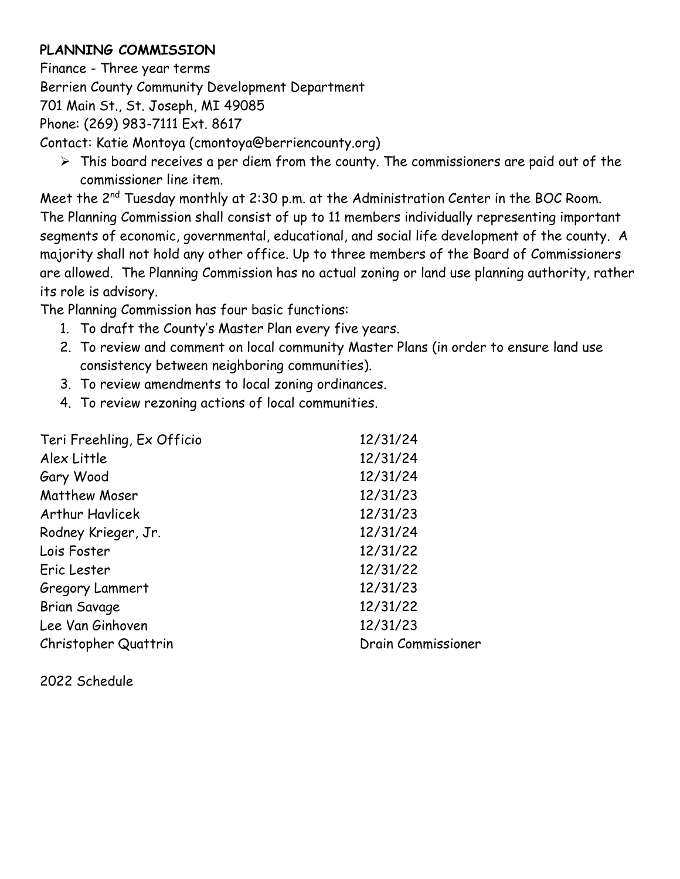**PLANNING COMMISSION**

Finance - Three year terms

Berrien County Community Development Department

701 Main St., St. Joseph, MI 49085

Phone: (269) 983-7111 Ext. 8617

Contact: Katie Montoya (cmontoya@berriencounty.org)

- This board receives a per diem from the county. The commissioners are paid out of the commissioner line item.

Meet the 2nd Tuesday monthly at 2:30 p.m. at the Administration Center in the BOC Room. The Planning Commission shall consist of up to 11 members individually representing important segments of economic, governmental, educational, and social life development of the county. A majority shall not hold any other office. Up to three members of the Board of Commissioners are allowed. The Planning Commission has no actual zoning or land use planning authority, rather its role is advisory.

The Planning Commission has four basic functions:

1. To draft the County's Master Plan every five years.
2. To review and comment on local community Master Plans (in order to ensure land use consistency between neighboring communities).
3. To review amendments to local zoning ordinances.
4. To review rezoning actions of local communities.

| | |
|---|---|
| Teri Freehling, Ex Officio | 12/31/24 |
| Alex Little | 12/31/24 |
| Gary Wood | 12/31/24 |
| Matthew Moser | 12/31/23 |
| Arthur Havlicek | 12/31/23 |
| Rodney Krieger, Jr. | 12/31/24 |
| Lois Foster | 12/31/22 |
| Eric Lester | 12/31/22 |
| Gregory Lammert | 12/31/23 |
| Brian Savage | 12/31/22 |
| Lee Van Ginhoven | 12/31/23 |
| Christopher Quattrin | Drain Commissioner |

2022 Schedule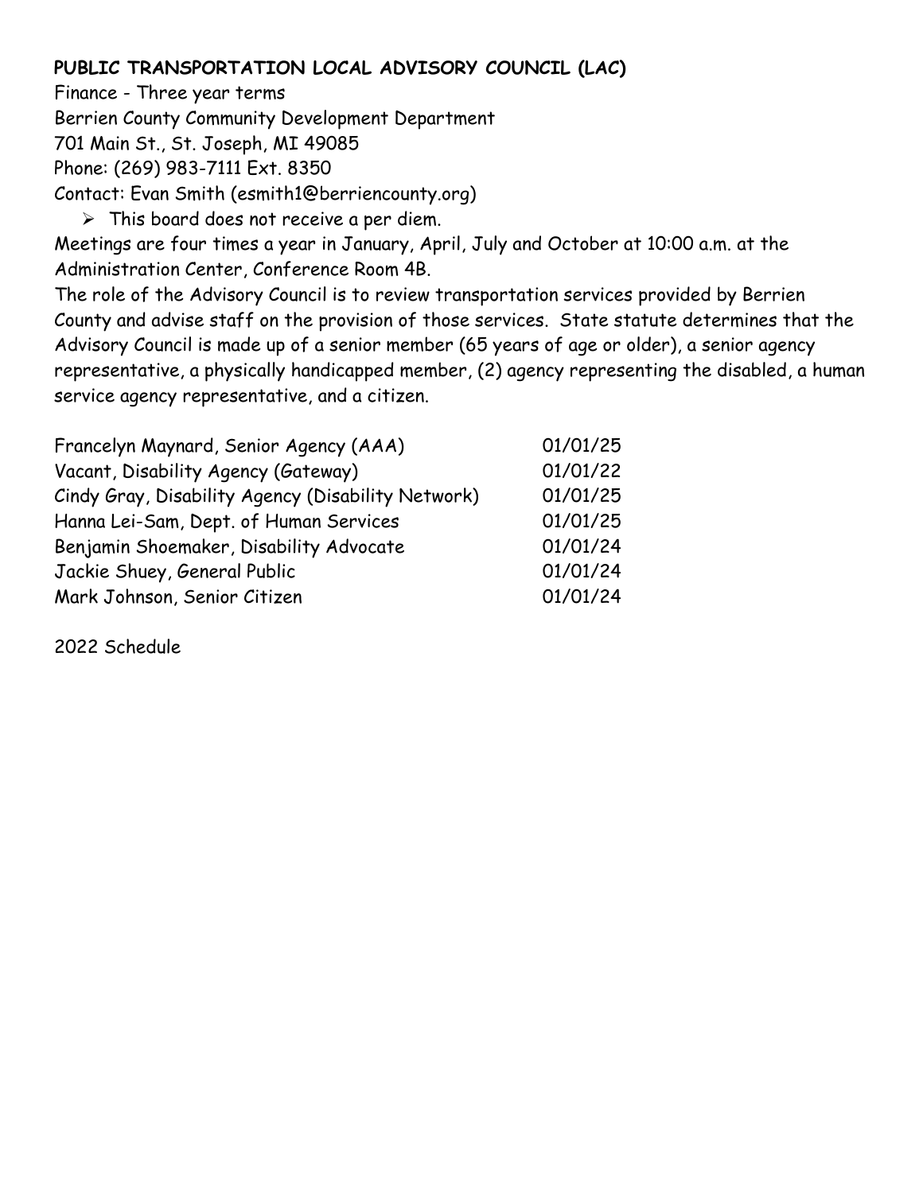**PUBLIC TRANSPORTATION LOCAL ADVISORY COUNCIL (LAC)**

Finance - Three year terms
Berrien County Community Development Department
701 Main St., St. Joseph, MI 49085
Phone: (269) 983-7111 Ext. 8350
Contact: Evan Smith (esmith1@berriencounty.org)

- This board does not receive a per diem.

Meetings are four times a year in January, April, July and October at 10:00 a.m. at the Administration Center, Conference Room 4B.

The role of the Advisory Council is to review transportation services provided by Berrien County and advise staff on the provision of those services. State statute determines that the Advisory Council is made up of a senior member (65 years of age or older), a senior agency representative, a physically handicapped member, (2) agency representing the disabled, a human service agency representative, and a citizen.

| | |
|---|---|
| Francelyn Maynard, Senior Agency (AAA) | 01/01/25 |
| Vacant, Disability Agency (Gateway) | 01/01/22 |
| Cindy Gray, Disability Agency (Disability Network) | 01/01/25 |
| Hanna Lei-Sam, Dept. of Human Services | 01/01/25 |
| Benjamin Shoemaker, Disability Advocate | 01/01/24 |
| Jackie Shuey, General Public | 01/01/24 |
| Mark Johnson, Senior Citizen | 01/01/24 |

2022 Schedule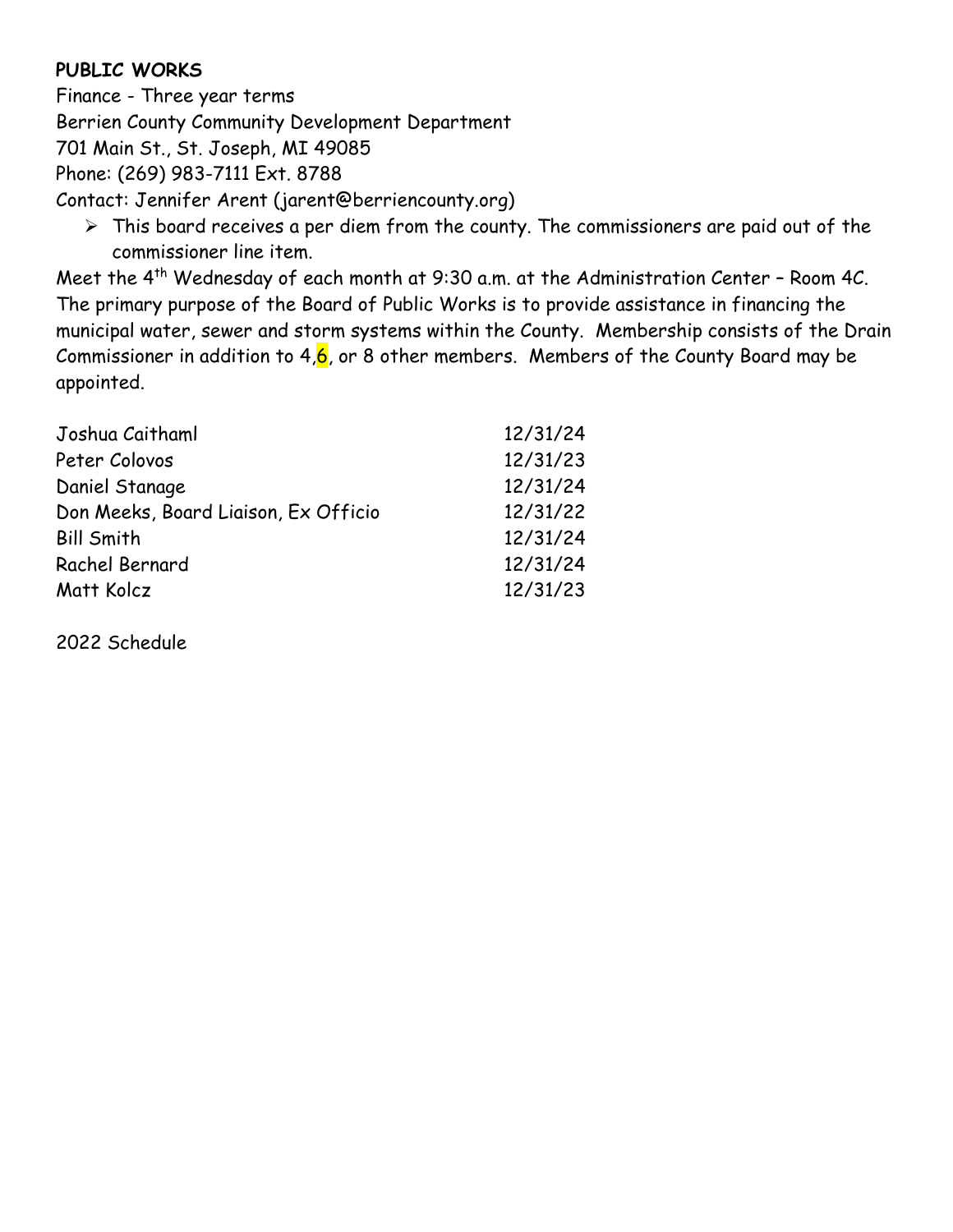**PUBLIC WORKS**

Finance - Three year terms
Berrien County Community Development Department
701 Main St., St. Joseph, MI 49085
Phone: (269) 983-7111 Ext. 8788
Contact: Jennifer Arent (jarent@berriencounty.org)

- This board receives a per diem from the county. The commissioners are paid out of the commissioner line item.

Meet the 4th Wednesday of each month at 9:30 a.m. at the Administration Center – Room 4C. The primary purpose of the Board of Public Works is to provide assistance in financing the municipal water, sewer and storm systems within the County. Membership consists of the Drain Commissioner in addition to 4,6, or 8 other members. Members of the County Board may be appointed.

| | |
|---|---|
| Joshua Caithaml | 12/31/24 |
| Peter Colovos | 12/31/23 |
| Daniel Stanage | 12/31/24 |
| Don Meeks, Board Liaison, Ex Officio | 12/31/22 |
| Bill Smith | 12/31/24 |
| Rachel Bernard | 12/31/24 |
| Matt Kolcz | 12/31/23 |

2022 Schedule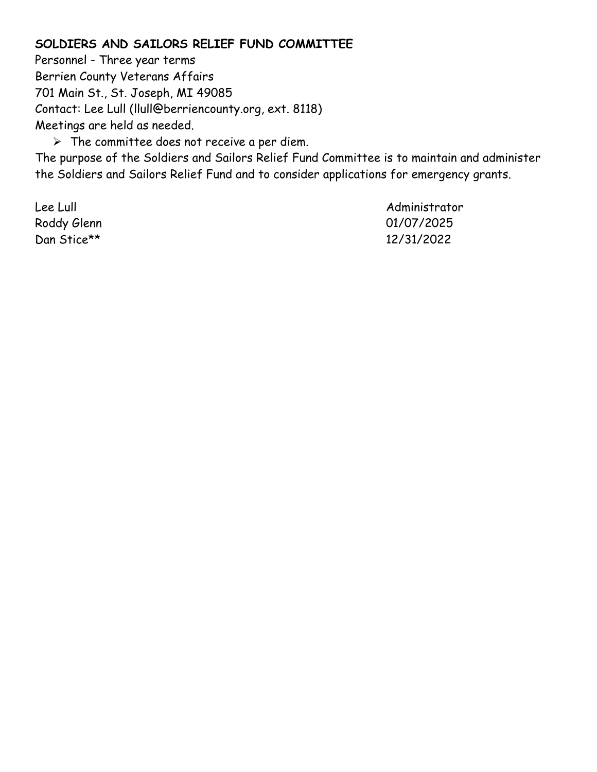**SOLDIERS AND SAILORS RELIEF FUND COMMITTEE**

Personnel - Three year terms
Berrien County Veterans Affairs
701 Main St., St. Joseph, MI 49085
Contact: Lee Lull (llull@berriencounty.org, ext. 8118)
Meetings are held as needed.

- The committee does not receive a per diem.

The purpose of the Soldiers and Sailors Relief Fund Committee is to maintain and administer the Soldiers and Sailors Relief Fund and to consider applications for emergency grants.

| | |
|---|---|
| Lee Lull | Administrator |
| Roddy Glenn | 01/07/2025 |
| Dan Stice** | 12/31/2022 |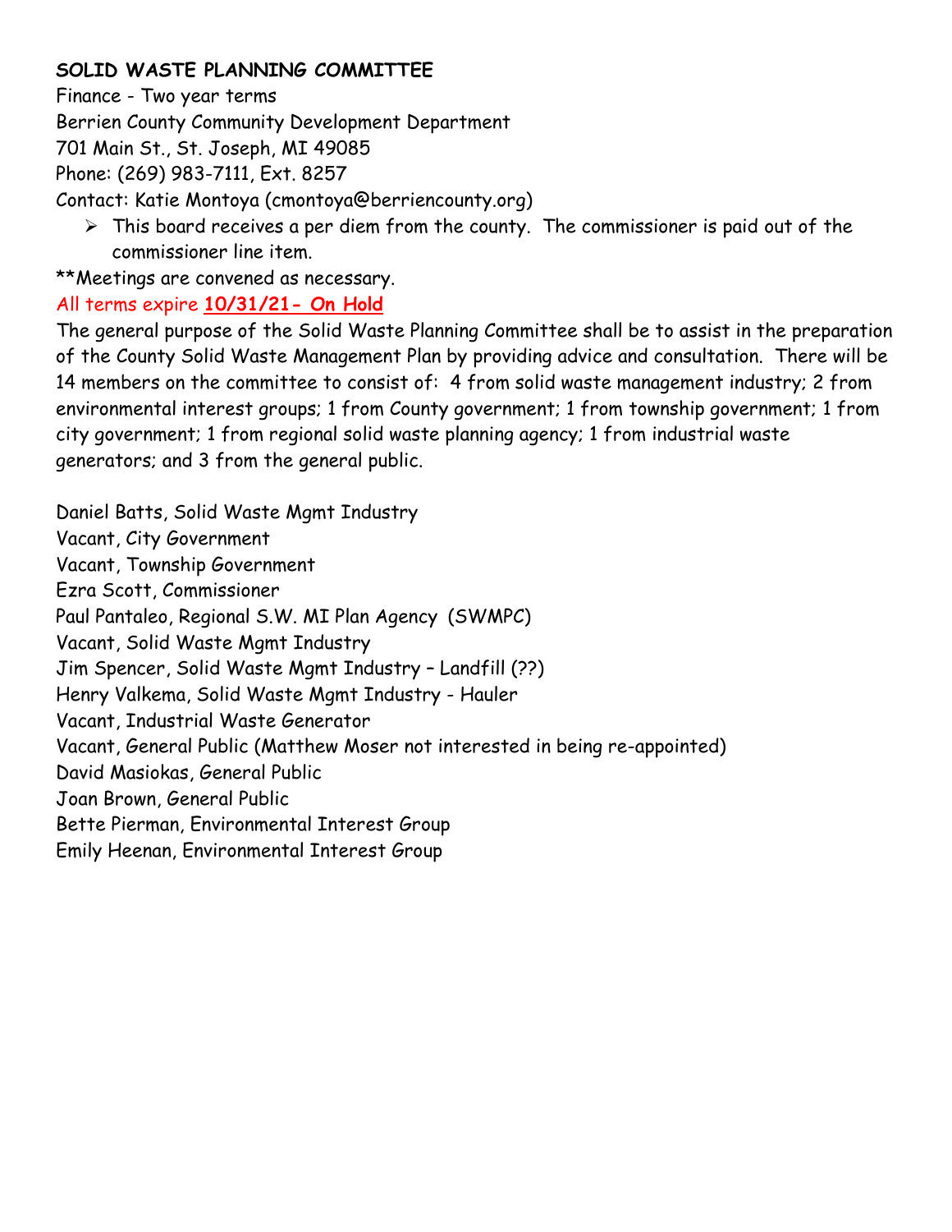**SOLID WASTE PLANNING COMMITTEE**

Finance - Two year terms
Berrien County Community Development Department
701 Main St., St. Joseph, MI 49085
Phone: (269) 983-7111, Ext. 8257
Contact: Katie Montoya (cmontoya@berriencounty.org)

- This board receives a per diem from the county. The commissioner is paid out of the commissioner line item.

**Meetings are convened as necessary.

All terms expire **10/31/21- On Hold**

The general purpose of the Solid Waste Planning Committee shall be to assist in the preparation of the County Solid Waste Management Plan by providing advice and consultation. There will be 14 members on the committee to consist of: 4 from solid waste management industry; 2 from environmental interest groups; 1 from County government; 1 from township government; 1 from city government; 1 from regional solid waste planning agency; 1 from industrial waste generators; and 3 from the general public.

Daniel Batts, Solid Waste Mgmt Industry
Vacant, City Government
Vacant, Township Government
Ezra Scott, Commissioner
Paul Pantaleo, Regional S.W. MI Plan Agency (SWMPC)
Vacant, Solid Waste Mgmt Industry
Jim Spencer, Solid Waste Mgmt Industry – Landfill (??)
Henry Valkema, Solid Waste Mgmt Industry - Hauler
Vacant, Industrial Waste Generator
Vacant, General Public (Matthew Moser not interested in being re-appointed)
David Masiokas, General Public
Joan Brown, General Public
Bette Pierman, Environmental Interest Group
Emily Heenan, Environmental Interest Group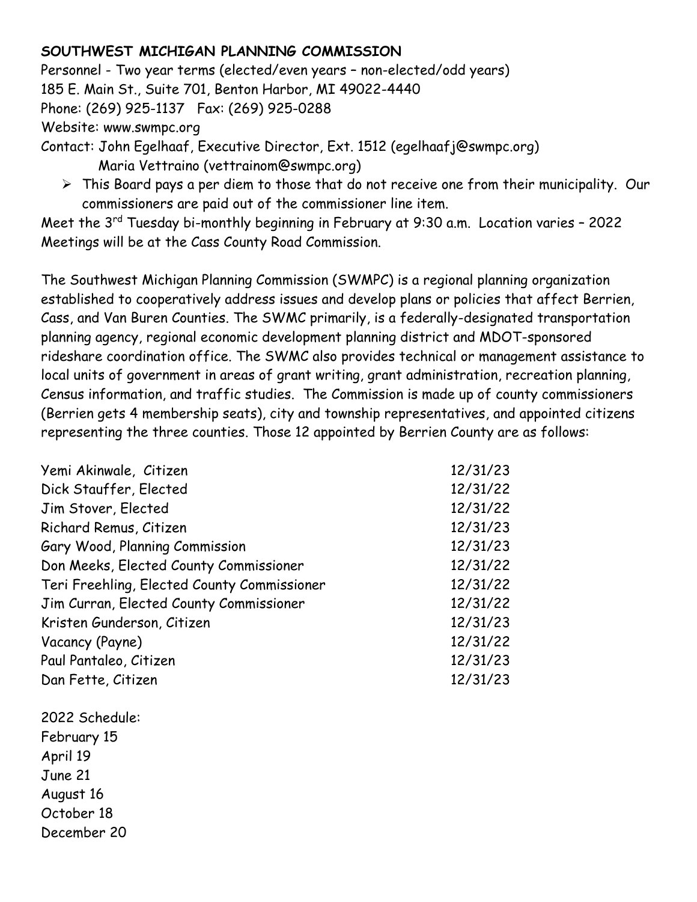**SOUTHWEST MICHIGAN PLANNING COMMISSION**

Personnel - Two year terms (elected/even years – non-elected/odd years)
185 E. Main St., Suite 701, Benton Harbor, MI 49022-4440
Phone: (269) 925-1137 Fax: (269) 925-0288
Website: www.swmpc.org
Contact: John Egelhaaf, Executive Director, Ext. 1512 (egelhaafj@swmpc.org)
Maria Vettraino (vettrainom@swmpc.org)

- This Board pays a per diem to those that do not receive one from their municipality. Our commissioners are paid out of the commissioner line item.

Meet the 3rd Tuesday bi-monthly beginning in February at 9:30 a.m. Location varies – 2022 Meetings will be at the Cass County Road Commission.

The Southwest Michigan Planning Commission (SWMPC) is a regional planning organization established to cooperatively address issues and develop plans or policies that affect Berrien, Cass, and Van Buren Counties. The SWMC primarily, is a federally-designated transportation planning agency, regional economic development planning district and MDOT-sponsored rideshare coordination office. The SWMC also provides technical or management assistance to local units of government in areas of grant writing, grant administration, recreation planning, Census information, and traffic studies. The Commission is made up of county commissioners (Berrien gets 4 membership seats), city and township representatives, and appointed citizens representing the three counties. Those 12 appointed by Berrien County are as follows:

| | |
|---|---|
| Yemi Akinwale, Citizen | 12/31/23 |
| Dick Stauffer, Elected | 12/31/22 |
| Jim Stover, Elected | 12/31/22 |
| Richard Remus, Citizen | 12/31/23 |
| Gary Wood, Planning Commission | 12/31/23 |
| Don Meeks, Elected County Commissioner | 12/31/22 |
| Teri Freehling, Elected County Commissioner | 12/31/22 |
| Jim Curran, Elected County Commissioner | 12/31/22 |
| Kristen Gunderson, Citizen | 12/31/23 |
| Vacancy (Payne) | 12/31/22 |
| Paul Pantaleo, Citizen | 12/31/23 |
| Dan Fette, Citizen | 12/31/23 |

2022 Schedule:
February 15
April 19
June 21
August 16
October 18
December 20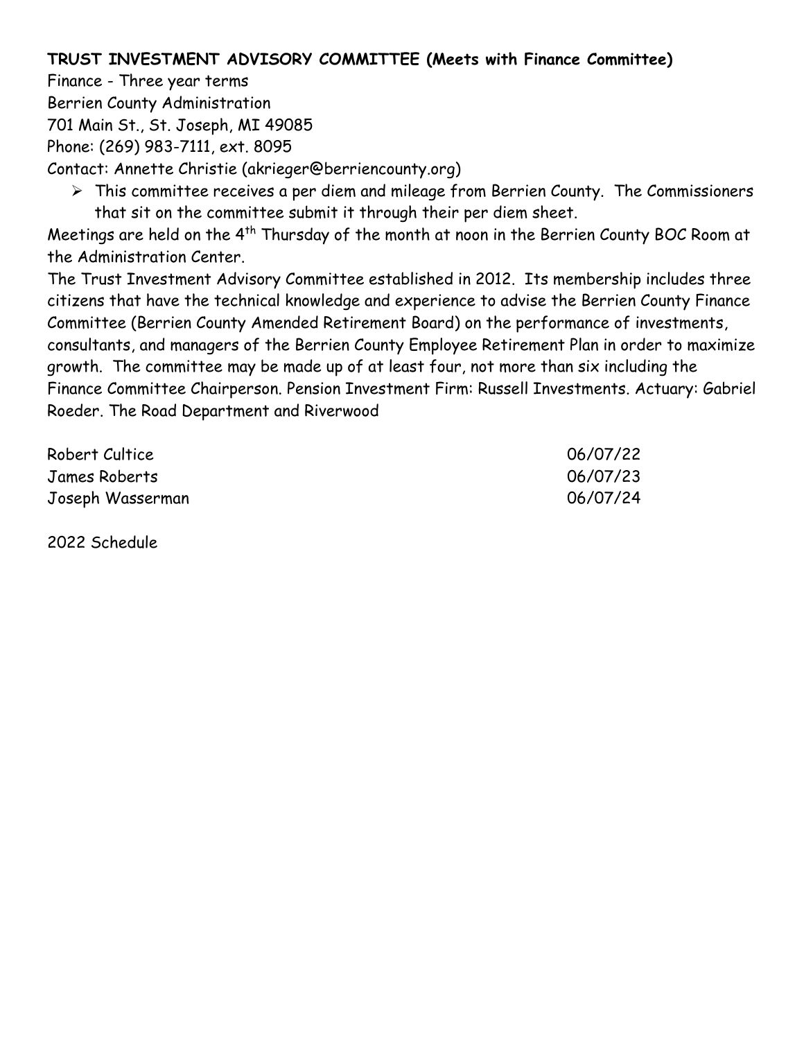**TRUST INVESTMENT ADVISORY COMMITTEE (Meets with Finance Committee)**

Finance - Three year terms
Berrien County Administration
701 Main St., St. Joseph, MI 49085
Phone: (269) 983-7111, ext. 8095
Contact: Annette Christie (akrieger@berriencounty.org)

- This committee receives a per diem and mileage from Berrien County. The Commissioners that sit on the committee submit it through their per diem sheet.

Meetings are held on the 4th Thursday of the month at noon in the Berrien County BOC Room at the Administration Center.

The Trust Investment Advisory Committee established in 2012. Its membership includes three citizens that have the technical knowledge and experience to advise the Berrien County Finance Committee (Berrien County Amended Retirement Board) on the performance of investments, consultants, and managers of the Berrien County Employee Retirement Plan in order to maximize growth. The committee may be made up of at least four, not more than six including the Finance Committee Chairperson. Pension Investment Firm: Russell Investments. Actuary: Gabriel Roeder. The Road Department and Riverwood

| | |
|---|---|
| Robert Cultice | 06/07/22 |
| James Roberts | 06/07/23 |
| Joseph Wasserman | 06/07/24 |

2022 Schedule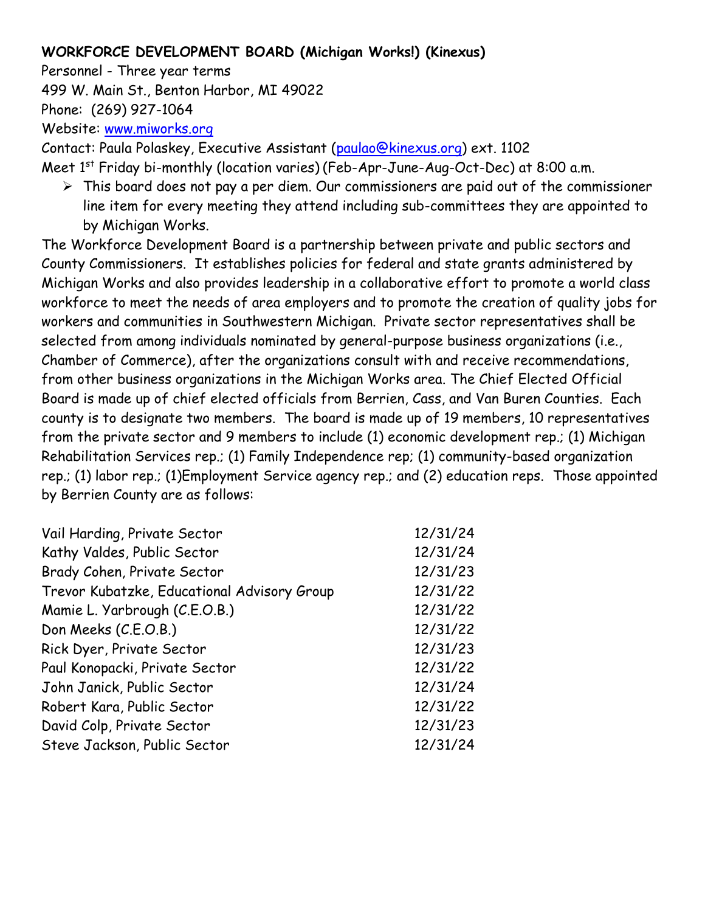**WORKFORCE DEVELOPMENT BOARD (Michigan Works!) (Kinexus)**

Personnel - Three year terms
499 W. Main St., Benton Harbor, MI 49022
Phone: (269) 927-1064
Website: www.miworks.org
Contact: Paula Polaskey, Executive Assistant (paulao@kinexus.org) ext. 1102
Meet 1st Friday bi-monthly (location varies) (Feb-Apr-June-Aug-Oct-Dec) at 8:00 a.m.

- This board does not pay a per diem. Our commissioners are paid out of the commissioner line item for every meeting they attend including sub-committees they are appointed to by Michigan Works.

The Workforce Development Board is a partnership between private and public sectors and County Commissioners. It establishes policies for federal and state grants administered by Michigan Works and also provides leadership in a collaborative effort to promote a world class workforce to meet the needs of area employers and to promote the creation of quality jobs for workers and communities in Southwestern Michigan. Private sector representatives shall be selected from among individuals nominated by general-purpose business organizations (i.e., Chamber of Commerce), after the organizations consult with and receive recommendations, from other business organizations in the Michigan Works area. The Chief Elected Official Board is made up of chief elected officials from Berrien, Cass, and Van Buren Counties. Each county is to designate two members. The board is made up of 19 members, 10 representatives from the private sector and 9 members to include (1) economic development rep.; (1) Michigan Rehabilitation Services rep.; (1) Family Independence rep; (1) community-based organization rep.; (1) labor rep.; (1)Employment Service agency rep.; and (2) education reps. Those appointed by Berrien County are as follows:

| | |
|---|---|
| Vail Harding, Private Sector | 12/31/24 |
| Kathy Valdes, Public Sector | 12/31/24 |
| Brady Cohen, Private Sector | 12/31/23 |
| Trevor Kubatzke, Educational Advisory Group | 12/31/22 |
| Mamie L. Yarbrough (C.E.O.B.) | 12/31/22 |
| Don Meeks (C.E.O.B.) | 12/31/22 |
| Rick Dyer, Private Sector | 12/31/23 |
| Paul Konopacki, Private Sector | 12/31/22 |
| John Janick, Public Sector | 12/31/24 |
| Robert Kara, Public Sector | 12/31/22 |
| David Colp, Private Sector | 12/31/23 |
| Steve Jackson, Public Sector | 12/31/24 |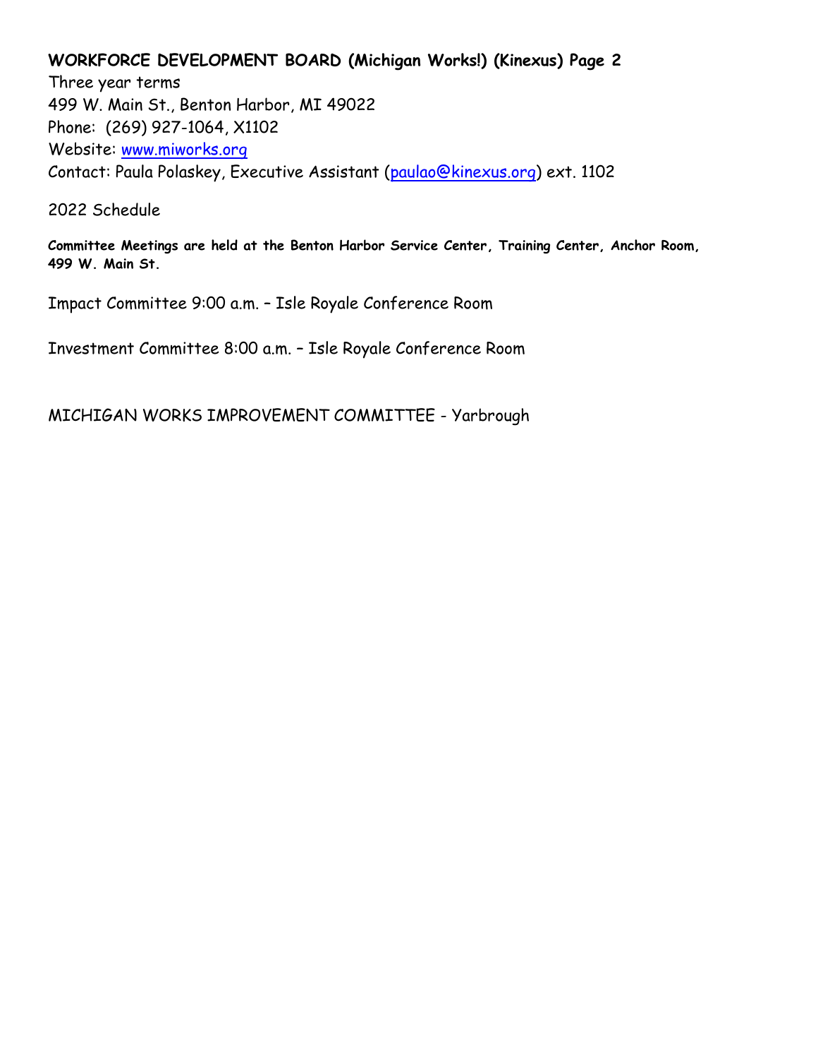**WORKFORCE DEVELOPMENT BOARD (Michigan Works!) (Kinexus) Page 2**

Three year terms
499 W. Main St., Benton Harbor, MI 49022
Phone: (269) 927-1064, X1102
Website: [www.miworks.org](http://www.miworks.org)
Contact: Paula Polaskey, Executive Assistant ([paulao@kinexus.org](mailto:paulao@kinexus.org)) ext. 1102

2022 Schedule

**Committee Meetings are held at the Benton Harbor Service Center, Training Center, Anchor Room, 499 W. Main St.**

Impact Committee 9:00 a.m. – Isle Royale Conference Room

Investment Committee 8:00 a.m. – Isle Royale Conference Room

MICHIGAN WORKS IMPROVEMENT COMMITTEE - Yarbrough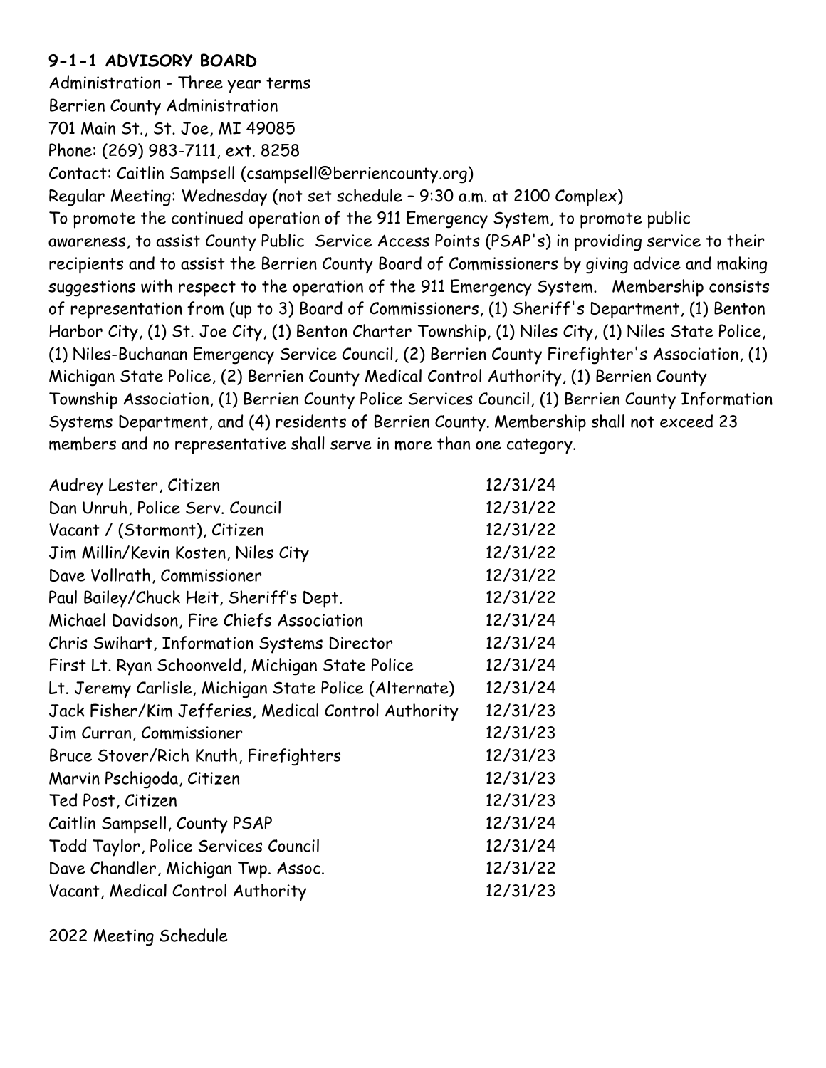**9-1-1 ADVISORY BOARD**

Administration - Three year terms
Berrien County Administration
701 Main St., St. Joe, MI 49085
Phone: (269) 983-7111, ext. 8258
Contact: Caitlin Sampsell (csampsell@berriencounty.org)
Regular Meeting: Wednesday (not set schedule – 9:30 a.m. at 2100 Complex)

To promote the continued operation of the 911 Emergency System, to promote public awareness, to assist County Public Service Access Points (PSAP's) in providing service to their recipients and to assist the Berrien County Board of Commissioners by giving advice and making suggestions with respect to the operation of the 911 Emergency System. Membership consists of representation from (up to 3) Board of Commissioners, (1) Sheriff's Department, (1) Benton Harbor City, (1) St. Joe City, (1) Benton Charter Township, (1) Niles City, (1) Niles State Police, (1) Niles-Buchanan Emergency Service Council, (2) Berrien County Firefighter's Association, (1) Michigan State Police, (2) Berrien County Medical Control Authority, (1) Berrien County Township Association, (1) Berrien County Police Services Council, (1) Berrien County Information Systems Department, and (4) residents of Berrien County. Membership shall not exceed 23 members and no representative shall serve in more than one category.

| | |
|---|---|
| Audrey Lester, Citizen | 12/31/24 |
| Dan Unruh, Police Serv. Council | 12/31/22 |
| Vacant / (Stormont), Citizen | 12/31/22 |
| Jim Millin/Kevin Kosten, Niles City | 12/31/22 |
| Dave Vollrath, Commissioner | 12/31/22 |
| Paul Bailey/Chuck Heit, Sheriff's Dept. | 12/31/22 |
| Michael Davidson, Fire Chiefs Association | 12/31/24 |
| Chris Swihart, Information Systems Director | 12/31/24 |
| First Lt. Ryan Schoonveld, Michigan State Police | 12/31/24 |
| Lt. Jeremy Carlisle, Michigan State Police (Alternate) | 12/31/24 |
| Jack Fisher/Kim Jefferies, Medical Control Authority | 12/31/23 |
| Jim Curran, Commissioner | 12/31/23 |
| Bruce Stover/Rich Knuth, Firefighters | 12/31/23 |
| Marvin Pschigoda, Citizen | 12/31/23 |
| Ted Post, Citizen | 12/31/23 |
| Caitlin Sampsell, County PSAP | 12/31/24 |
| Todd Taylor, Police Services Council | 12/31/24 |
| Dave Chandler, Michigan Twp. Assoc. | 12/31/22 |
| Vacant, Medical Control Authority | 12/31/23 |

2022 Meeting Schedule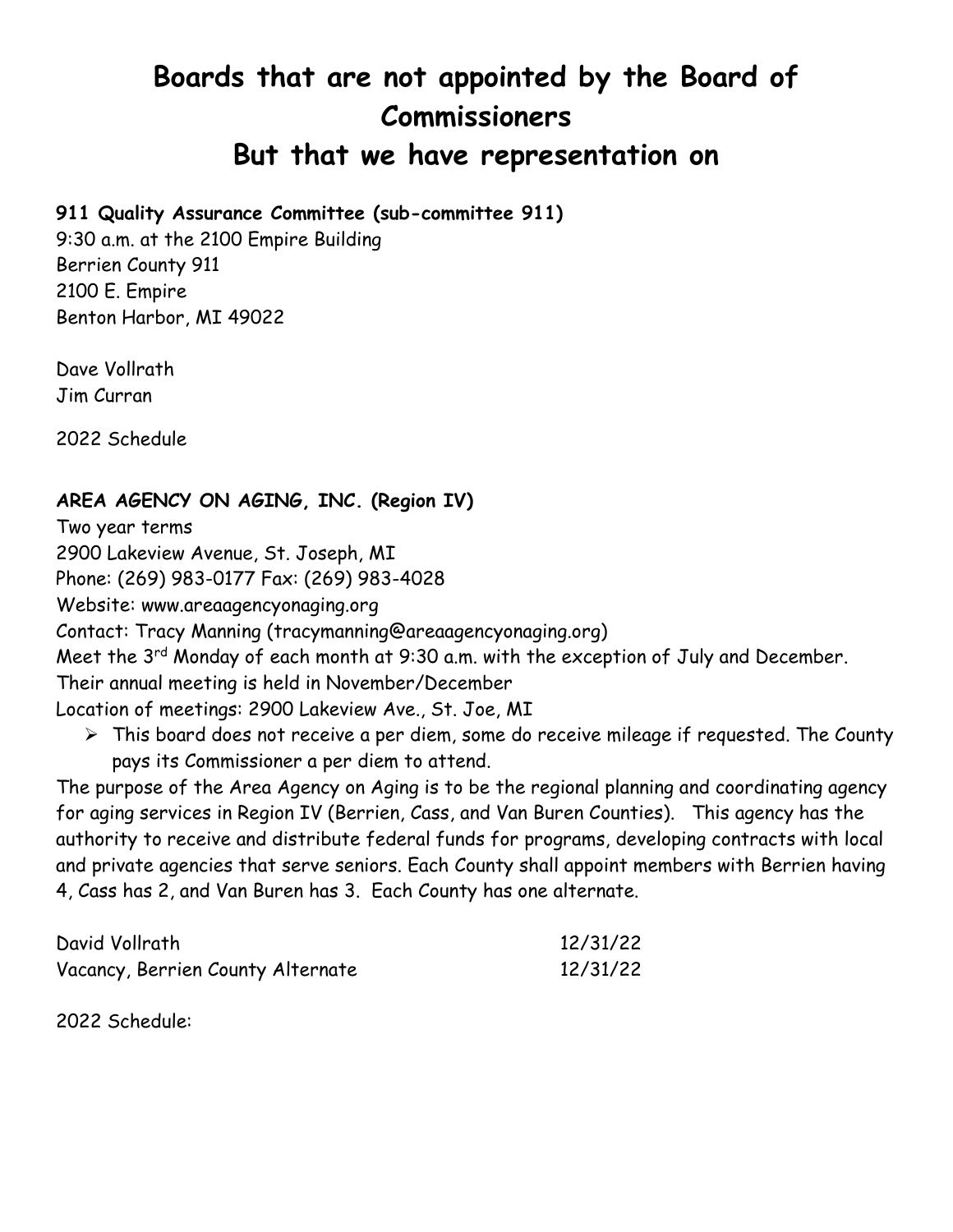# Boards that are not appointed by the Board of Commissioners

## But that we have representation on

**911 Quality Assurance Committee (sub-committee 911)**
9:30 a.m. at the 2100 Empire Building
Berrien County 911
2100 E. Empire
Benton Harbor, MI 49022

Dave Vollrath
Jim Curran

2022 Schedule

**AREA AGENCY ON AGING, INC. (Region IV)**
Two year terms
2900 Lakeview Avenue, St. Joseph, MI
Phone: (269) 983-0177 Fax: (269) 983-4028
Website: www.areaagencyonaging.org
Contact: Tracy Manning (tracymanning@areaagencyonaging.org)
Meet the 3rd Monday of each month at 9:30 a.m. with the exception of July and December.
Their annual meeting is held in November/December
Location of meetings: 2900 Lakeview Ave., St. Joe, MI

- This board does not receive a per diem, some do receive mileage if requested. The County pays its Commissioner a per diem to attend.

The purpose of the Area Agency on Aging is to be the regional planning and coordinating agency for aging services in Region IV (Berrien, Cass, and Van Buren Counties). This agency has the authority to receive and distribute federal funds for programs, developing contracts with local and private agencies that serve seniors. Each County shall appoint members with Berrien having 4, Cass has 2, and Van Buren has 3. Each County has one alternate.

| | |
|---|---|
| David Vollrath | 12/31/22 |
| Vacancy, Berrien County Alternate | 12/31/22 |

2022 Schedule: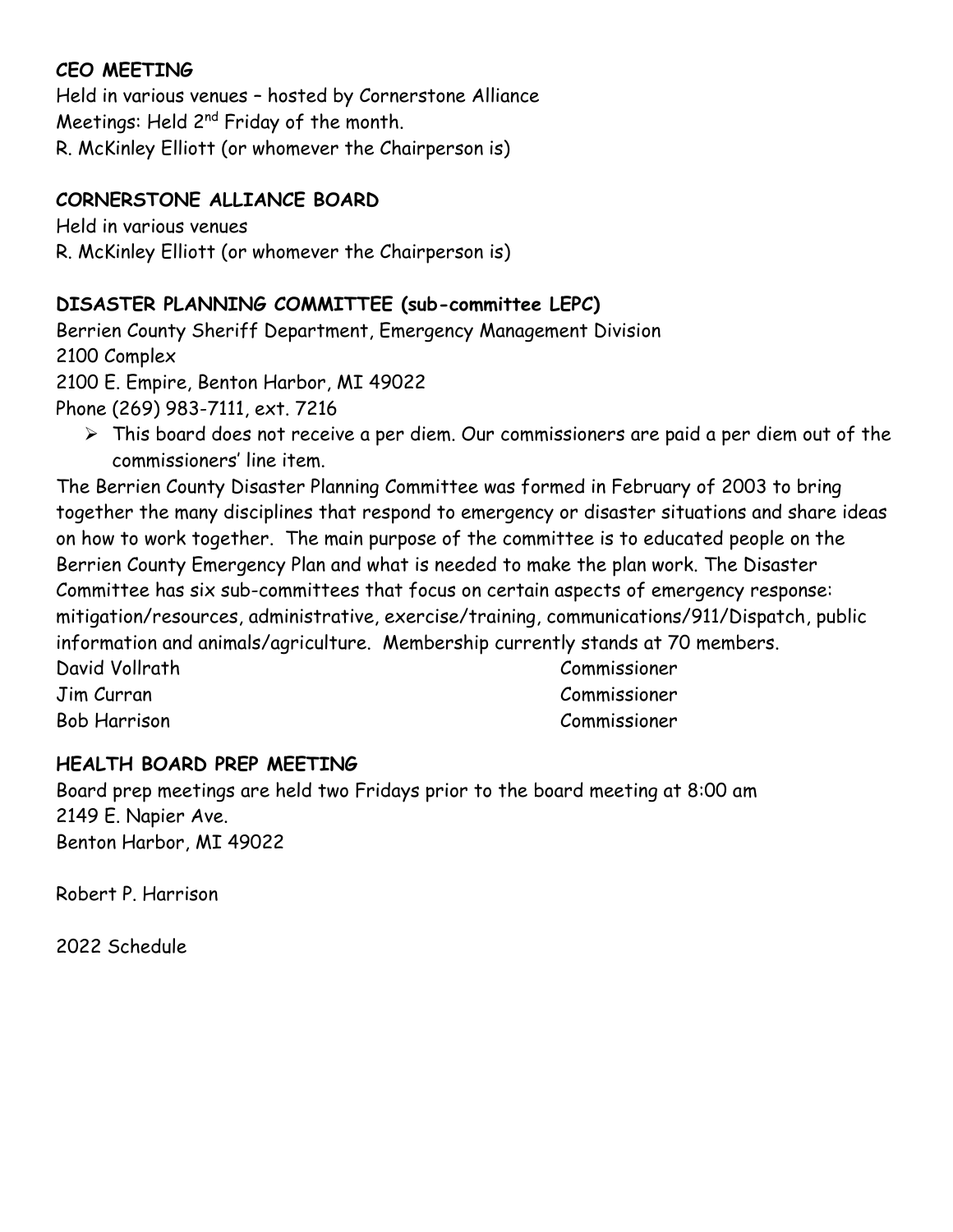**CEO MEETING**

Held in various venues – hosted by Cornerstone Alliance
Meetings: Held 2nd Friday of the month.
R. McKinley Elliott (or whomever the Chairperson is)

**CORNERSTONE ALLIANCE BOARD**

Held in various venues
R. McKinley Elliott (or whomever the Chairperson is)

**DISASTER PLANNING COMMITTEE (sub-committee LEPC)**

Berrien County Sheriff Department, Emergency Management Division
2100 Complex
2100 E. Empire, Benton Harbor, MI 49022
Phone (269) 983-7111, ext. 7216

- This board does not receive a per diem. Our commissioners are paid a per diem out of the commissioners' line item.

The Berrien County Disaster Planning Committee was formed in February of 2003 to bring together the many disciplines that respond to emergency or disaster situations and share ideas on how to work together. The main purpose of the committee is to educated people on the Berrien County Emergency Plan and what is needed to make the plan work. The Disaster Committee has six sub-committees that focus on certain aspects of emergency response: mitigation/resources, administrative, exercise/training, communications/911/Dispatch, public information and animals/agriculture. Membership currently stands at 70 members.

| | |
|---|---|
| David Vollrath | Commissioner |
| Jim Curran | Commissioner |
| Bob Harrison | Commissioner |

**HEALTH BOARD PREP MEETING**

Board prep meetings are held two Fridays prior to the board meeting at 8:00 am
2149 E. Napier Ave.
Benton Harbor, MI 49022

Robert P. Harrison

2022 Schedule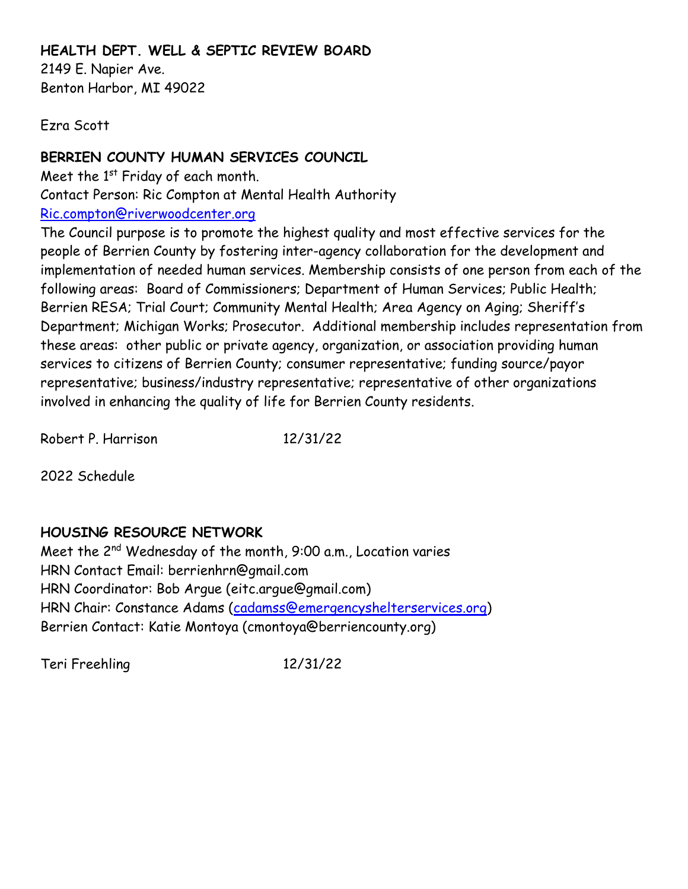**HEALTH DEPT. WELL & SEPTIC REVIEW BOARD**
2149 E. Napier Ave.
Benton Harbor, MI 49022

Ezra Scott

**BERRIEN COUNTY HUMAN SERVICES COUNCIL**
Meet the 1st Friday of each month.
Contact Person: Ric Compton at Mental Health Authority
Ric.compton@riverwoodcenter.org
The Council purpose is to promote the highest quality and most effective services for the people of Berrien County by fostering inter-agency collaboration for the development and implementation of needed human services. Membership consists of one person from each of the following areas: Board of Commissioners; Department of Human Services; Public Health; Berrien RESA; Trial Court; Community Mental Health; Area Agency on Aging; Sheriff's Department; Michigan Works; Prosecutor. Additional membership includes representation from these areas: other public or private agency, organization, or association providing human services to citizens of Berrien County; consumer representative; funding source/payor representative; business/industry representative; representative of other organizations involved in enhancing the quality of life for Berrien County residents.

Robert P. Harrison 12/31/22

2022 Schedule

**HOUSING RESOURCE NETWORK**
Meet the 2nd Wednesday of the month, 9:00 a.m., Location varies
HRN Contact Email: berrienhrn@gmail.com
HRN Coordinator: Bob Argue (eitc.argue@gmail.com)
HRN Chair: Constance Adams (cadamss@emergencyshelterservices.org)
Berrien Contact: Katie Montoya (cmontoya@berriencounty.org)

Teri Freehling 12/31/22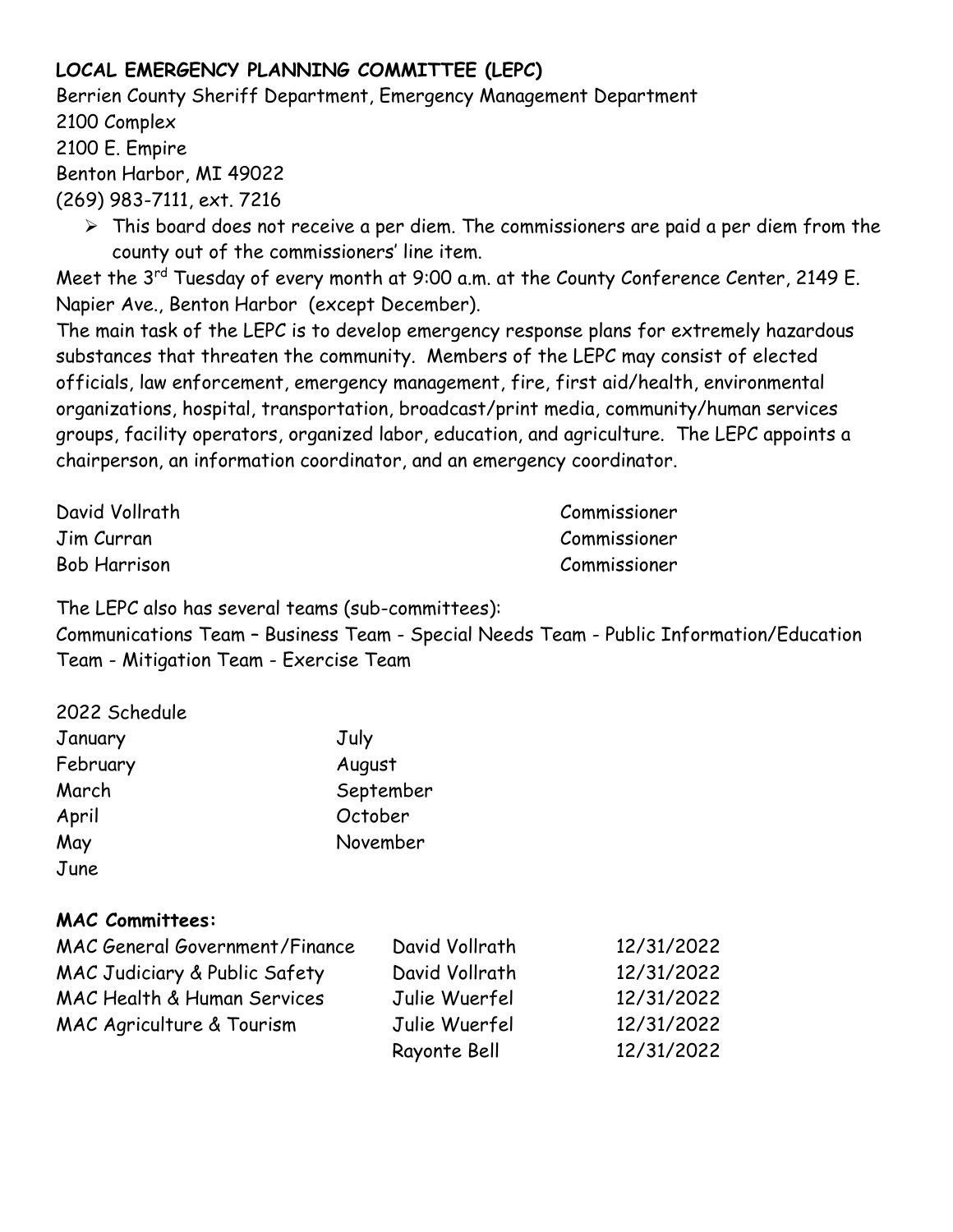**LOCAL EMERGENCY PLANNING COMMITTEE (LEPC)**

Berrien County Sheriff Department, Emergency Management Department
2100 Complex
2100 E. Empire
Benton Harbor, MI 49022
(269) 983-7111, ext. 7216

- This board does not receive a per diem. The commissioners are paid a per diem from the county out of the commissioners' line item.

Meet the 3rd Tuesday of every month at 9:00 a.m. at the County Conference Center, 2149 E. Napier Ave., Benton Harbor (except December).

The main task of the LEPC is to develop emergency response plans for extremely hazardous substances that threaten the community. Members of the LEPC may consist of elected officials, law enforcement, emergency management, fire, first aid/health, environmental organizations, hospital, transportation, broadcast/print media, community/human services groups, facility operators, organized labor, education, and agriculture. The LEPC appoints a chairperson, an information coordinator, and an emergency coordinator.

| | |
|---|---|
| David Vollrath | Commissioner |
| Jim Curran | Commissioner |
| Bob Harrison | Commissioner |

The LEPC also has several teams (sub-committees):
Communications Team – Business Team - Special Needs Team - Public Information/Education Team - Mitigation Team - Exercise Team

2022 Schedule

| | |
|---|---|
| January | July |
| February | August |
| March | September |
| April | October |
| May | November |
| June | |

**MAC Committees:**

| | | |
|---|---|---|
| MAC General Government/Finance | David Vollrath | 12/31/2022 |
| MAC Judiciary & Public Safety | David Vollrath | 12/31/2022 |
| MAC Health & Human Services | Julie Wuerfel | 12/31/2022 |
| MAC Agriculture & Tourism | Julie Wuerfel | 12/31/2022 |
| | Rayonte Bell | 12/31/2022 |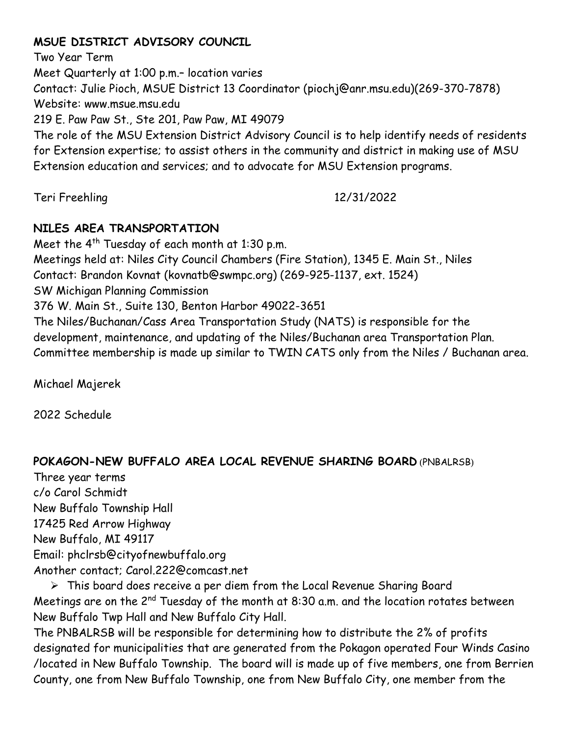**MSUE DISTRICT ADVISORY COUNCIL**

Two Year Term
Meet Quarterly at 1:00 p.m.– location varies
Contact: Julie Pioch, MSUE District 13 Coordinator (piochj@anr.msu.edu)(269-370-7878)
Website: www.msue.msu.edu
219 E. Paw Paw St., Ste 201, Paw Paw, MI 49079
The role of the MSU Extension District Advisory Council is to help identify needs of residents for Extension expertise; to assist others in the community and district in making use of MSU Extension education and services; and to advocate for MSU Extension programs.

Teri Freehling 12/31/2022

**NILES AREA TRANSPORTATION**

Meet the 4th Tuesday of each month at 1:30 p.m.
Meetings held at: Niles City Council Chambers (Fire Station), 1345 E. Main St., Niles
Contact: Brandon Kovnat (kovnatb@swmpc.org) (269-925-1137, ext. 1524)
SW Michigan Planning Commission
376 W. Main St., Suite 130, Benton Harbor 49022-3651
The Niles/Buchanan/Cass Area Transportation Study (NATS) is responsible for the development, maintenance, and updating of the Niles/Buchanan area Transportation Plan. Committee membership is made up similar to TWIN CATS only from the Niles / Buchanan area.

Michael Majerek

2022 Schedule

**POKAGON-NEW BUFFALO AREA LOCAL REVENUE SHARING BOARD** (PNBALRSB)

Three year terms
c/o Carol Schmidt
New Buffalo Township Hall
17425 Red Arrow Highway
New Buffalo, MI 49117
Email: phclrsb@cityofnewbuffalo.org
Another contact; Carol.222@comcast.net

- This board does receive a per diem from the Local Revenue Sharing Board

Meetings are on the 2nd Tuesday of the month at 8:30 a.m. and the location rotates between New Buffalo Twp Hall and New Buffalo City Hall.
The PNBALRSB will be responsible for determining how to distribute the 2% of profits designated for municipalities that are generated from the Pokagon operated Four Winds Casino /located in New Buffalo Township. The board will is made up of five members, one from Berrien County, one from New Buffalo Township, one from New Buffalo City, one member from the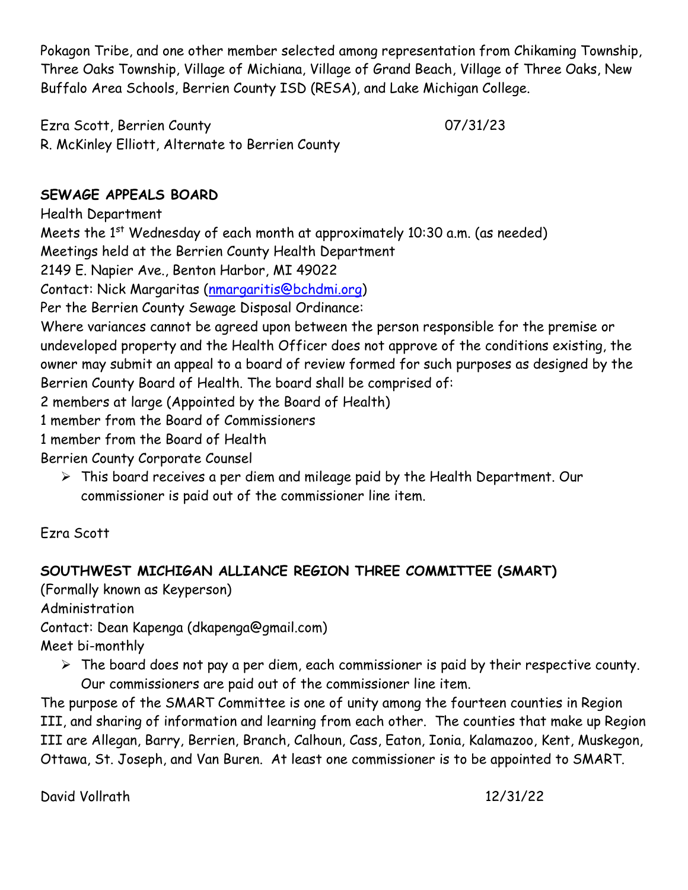Pokagon Tribe, and one other member selected among representation from Chikaming Township, Three Oaks Township, Village of Michiana, Village of Grand Beach, Village of Three Oaks, New Buffalo Area Schools, Berrien County ISD (RESA), and Lake Michigan College.

Ezra Scott, Berrien County 07/31/23
R. McKinley Elliott, Alternate to Berrien County

**SEWAGE APPEALS BOARD**

Health Department
Meets the 1st Wednesday of each month at approximately 10:30 a.m. (as needed)
Meetings held at the Berrien County Health Department
2149 E. Napier Ave., Benton Harbor, MI 49022
Contact: Nick Margaritas (nmargaritis@bchdmi.org)
Per the Berrien County Sewage Disposal Ordinance:
Where variances cannot be agreed upon between the person responsible for the premise or undeveloped property and the Health Officer does not approve of the conditions existing, the owner may submit an appeal to a board of review formed for such purposes as designed by the Berrien County Board of Health. The board shall be comprised of:
2 members at large (Appointed by the Board of Health)
1 member from the Board of Commissioners
1 member from the Board of Health
Berrien County Corporate Counsel

- This board receives a per diem and mileage paid by the Health Department. Our commissioner is paid out of the commissioner line item.

Ezra Scott

**SOUTHWEST MICHIGAN ALLIANCE REGION THREE COMMITTEE (SMART)**

(Formally known as Keyperson)
Administration
Contact: Dean Kapenga (dkapenga@gmail.com)
Meet bi-monthly

- The board does not pay a per diem, each commissioner is paid by their respective county. Our commissioners are paid out of the commissioner line item.

The purpose of the SMART Committee is one of unity among the fourteen counties in Region III, and sharing of information and learning from each other. The counties that make up Region III are Allegan, Barry, Berrien, Branch, Calhoun, Cass, Eaton, Ionia, Kalamazoo, Kent, Muskegon, Ottawa, St. Joseph, and Van Buren. At least one commissioner is to be appointed to SMART.

David Vollrath 12/31/22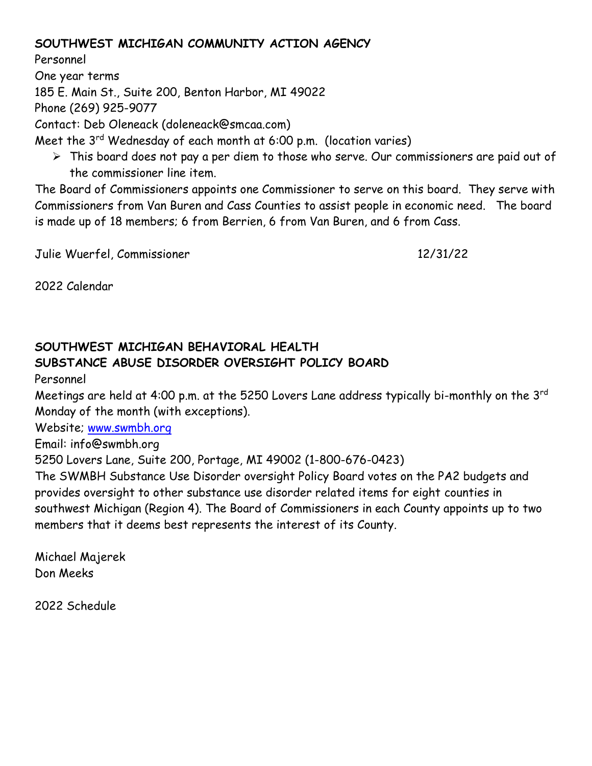**SOUTHWEST MICHIGAN COMMUNITY ACTION AGENCY**

Personnel

One year terms

185 E. Main St., Suite 200, Benton Harbor, MI 49022

Phone (269) 925-9077

Contact: Deb Oleneack (doleneack@smcaa.com)

Meet the 3rd Wednesday of each month at 6:00 p.m. (location varies)

- This board does not pay a per diem to those who serve. Our commissioners are paid out of the commissioner line item.

The Board of Commissioners appoints one Commissioner to serve on this board. They serve with Commissioners from Van Buren and Cass Counties to assist people in economic need. The board is made up of 18 members; 6 from Berrien, 6 from Van Buren, and 6 from Cass.

Julie Wuerfel, Commissioner 12/31/22

2022 Calendar

**SOUTHWEST MICHIGAN BEHAVIORAL HEALTH**
**SUBSTANCE ABUSE DISORDER OVERSIGHT POLICY BOARD**

Personnel

Meetings are held at 4:00 p.m. at the 5250 Lovers Lane address typically bi-monthly on the 3rd Monday of the month (with exceptions).

Website; [www.swmbh.org](www.swmbh.org)

Email: info@swmbh.org

5250 Lovers Lane, Suite 200, Portage, MI 49002 (1-800-676-0423)

The SWMBH Substance Use Disorder oversight Policy Board votes on the PA2 budgets and provides oversight to other substance use disorder related items for eight counties in southwest Michigan (Region 4). The Board of Commissioners in each County appoints up to two members that it deems best represents the interest of its County.

Michael Majerek
Don Meeks

2022 Schedule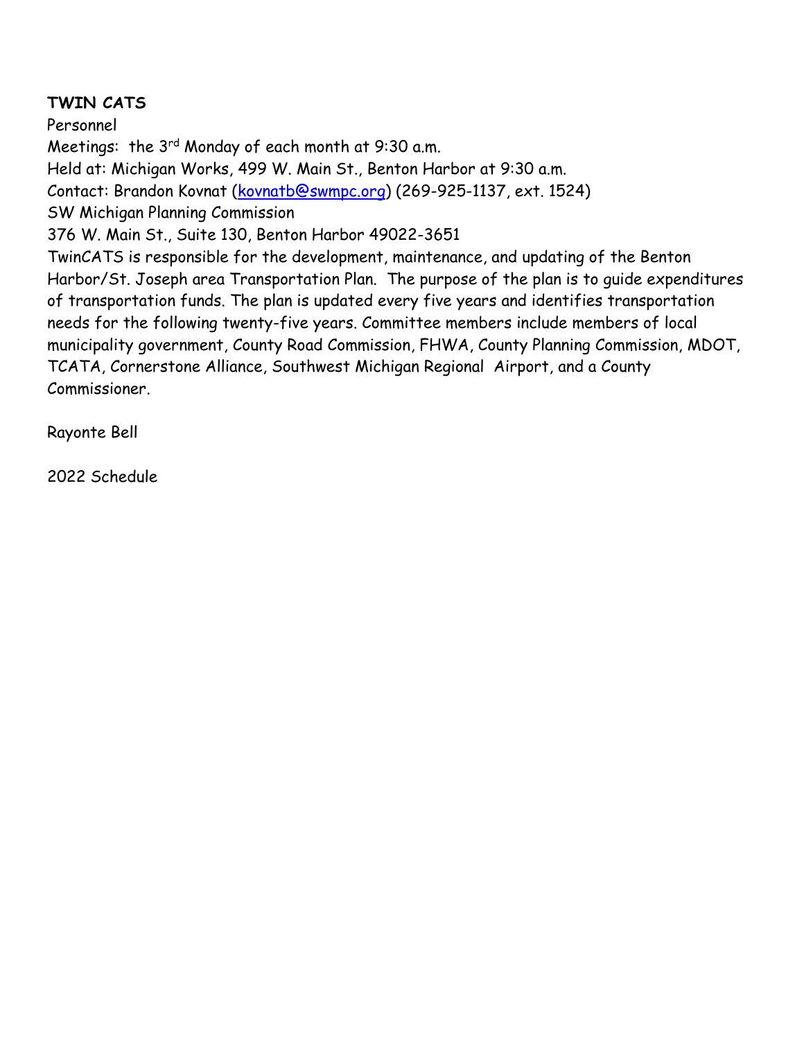**TWIN CATS**

Personnel

Meetings: the 3rd Monday of each month at 9:30 a.m.

Held at: Michigan Works, 499 W. Main St., Benton Harbor at 9:30 a.m.

Contact: Brandon Kovnat (kovnatb@swmpc.org) (269-925-1137, ext. 1524)

SW Michigan Planning Commission

376 W. Main St., Suite 130, Benton Harbor 49022-3651

TwinCATS is responsible for the development, maintenance, and updating of the Benton Harbor/St. Joseph area Transportation Plan. The purpose of the plan is to guide expenditures of transportation funds. The plan is updated every five years and identifies transportation needs for the following twenty-five years. Committee members include members of local municipality government, County Road Commission, FHWA, County Planning Commission, MDOT, TCATA, Cornerstone Alliance, Southwest Michigan Regional Airport, and a County Commissioner.

Rayonte Bell

2022 Schedule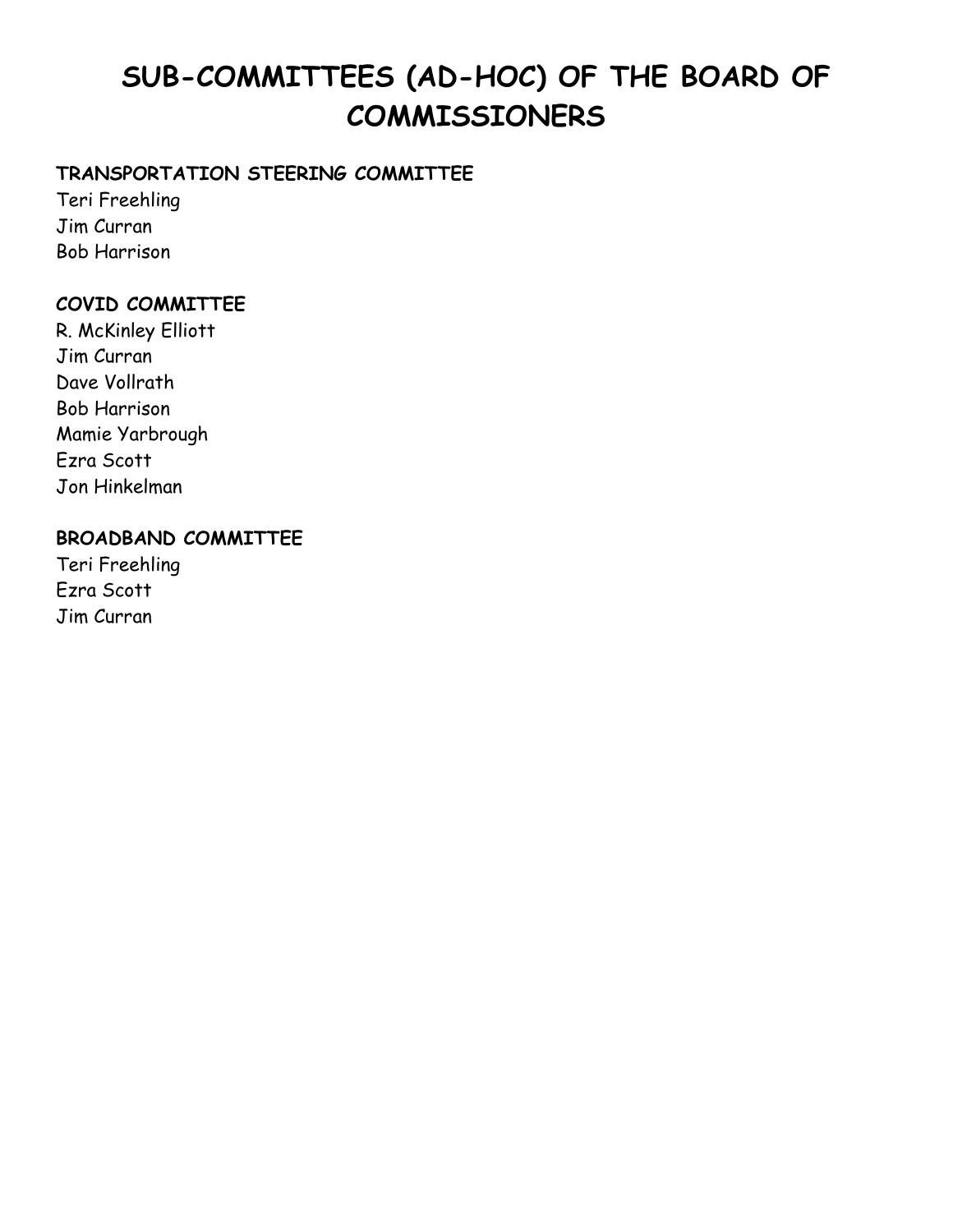# SUB-COMMITTEES (AD-HOC) OF THE BOARD OF COMMISSIONERS

**TRANSPORTATION STEERING COMMITTEE**

Teri Freehling
Jim Curran
Bob Harrison

**COVID COMMITTEE**

R. McKinley Elliott
Jim Curran
Dave Vollrath
Bob Harrison
Mamie Yarbrough
Ezra Scott
Jon Hinkelman

**BROADBAND COMMITTEE**

Teri Freehling
Ezra Scott
Jim Curran